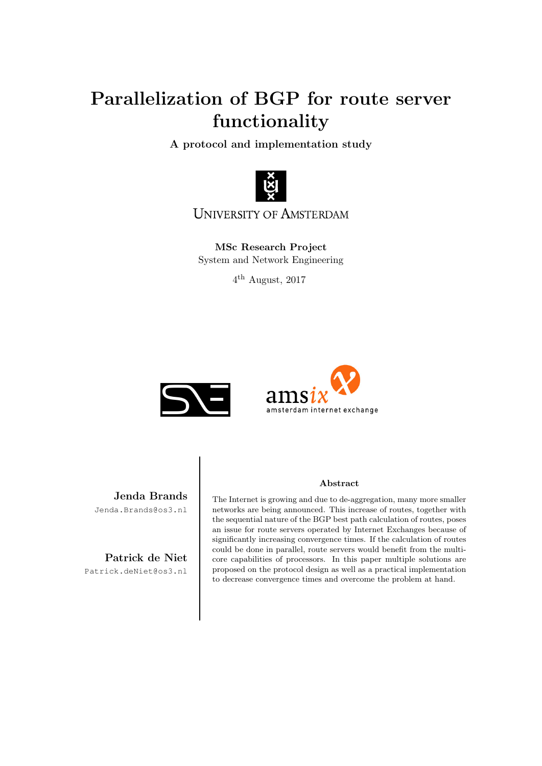# Parallelization of BGP for route server functionality

**A protocol and implementation study**

University of Amsterdam

**MSc Research Project**

System and Network Engineering

4th August, 2017

amsix
amsterdam internet exchange

**Jenda Brands**
Jenda.Brands@os3.nl

**Patrick de Niet**
Patrick.deNiet@os3.nl

### Abstract

The Internet is growing and due to de-aggregation, many more smaller networks are being announced. This increase of routes, together with the sequential nature of the BGP best path calculation of routes, poses an issue for route servers operated by Internet Exchanges because of significantly increasing convergence times. If the calculation of routes could be done in parallel, route servers would benefit from the multi-core capabilities of processors. In this paper multiple solutions are proposed on the protocol design as well as a practical implementation to decrease convergence times and overcome the problem at hand.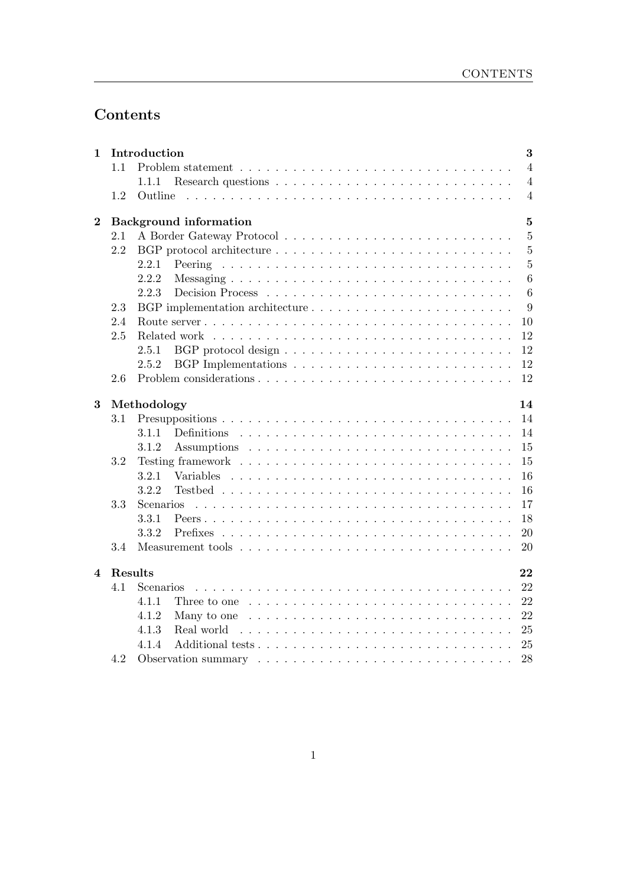# Contents

**1 Introduction** **3**
- 1.1 Problem statement . . . . . 4
  - 1.1.1 Research questions . . . . . 4
- 1.2 Outline . . . . . 4

**2 Background information** **5**
- 2.1 A Border Gateway Protocol . . . . . 5
- 2.2 BGP protocol architecture . . . . . 5
  - 2.2.1 Peering . . . . . 5
  - 2.2.2 Messaging . . . . . 6
  - 2.2.3 Decision Process . . . . . 6
- 2.3 BGP implementation architecture . . . . . 9
- 2.4 Route server . . . . . 10
- 2.5 Related work . . . . . 12
  - 2.5.1 BGP protocol design . . . . . 12
  - 2.5.2 BGP Implementations . . . . . 12
- 2.6 Problem considerations . . . . . 12

**3 Methodology** **14**
- 3.1 Presuppositions . . . . . 14
  - 3.1.1 Definitions . . . . . 14
  - 3.1.2 Assumptions . . . . . 15
- 3.2 Testing framework . . . . . 15
  - 3.2.1 Variables . . . . . 16
  - 3.2.2 Testbed . . . . . 16
- 3.3 Scenarios . . . . . 17
  - 3.3.1 Peers . . . . . 18
  - 3.3.2 Prefixes . . . . . 20
- 3.4 Measurement tools . . . . . 20

**4 Results** **22**
- 4.1 Scenarios . . . . . 22
  - 4.1.1 Three to one . . . . . 22
  - 4.1.2 Many to one . . . . . 22
  - 4.1.3 Real world . . . . . 25
  - 4.1.4 Additional tests . . . . . 25
- 4.2 Observation summary . . . . . 28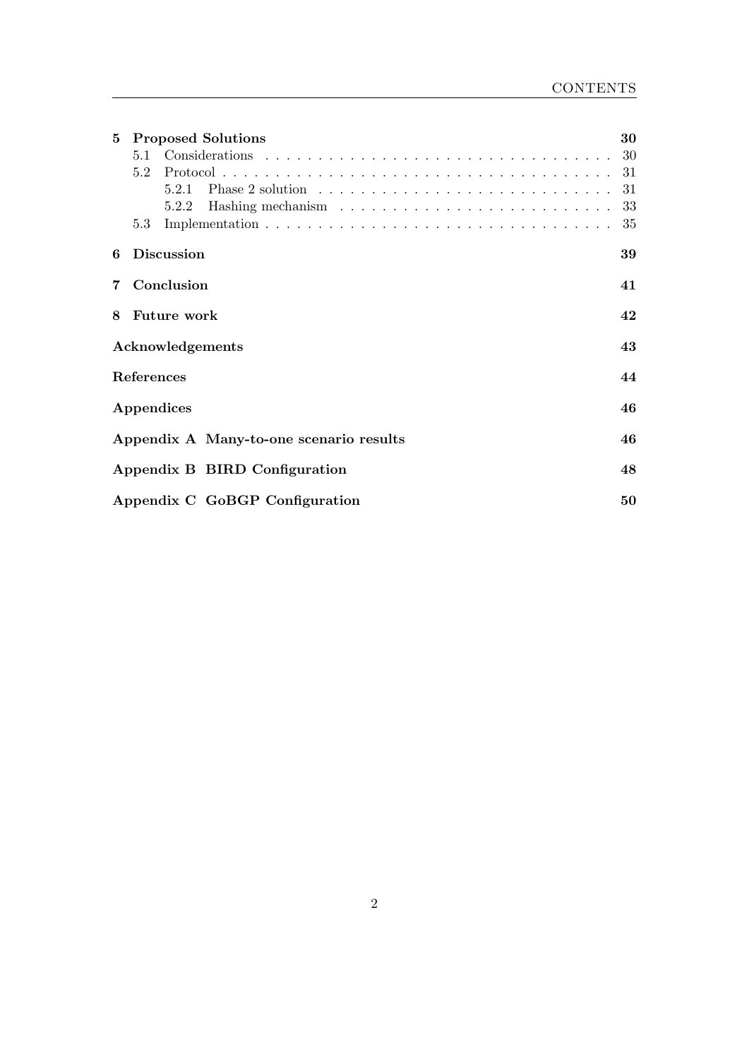**5 Proposed Solutions** 30

- 5.1 Considerations . . . . . . . . . . . . . . . . . . . . . . . . . . . . . . . . 30
- 5.2 Protocol . . . . . . . . . . . . . . . . . . . . . . . . . . . . . . . . . . . 31
  - 5.2.1 Phase 2 solution . . . . . . . . . . . . . . . . . . . . . . . . . . . 31
  - 5.2.2 Hashing mechanism . . . . . . . . . . . . . . . . . . . . . . . . . 33
- 5.3 Implementation . . . . . . . . . . . . . . . . . . . . . . . . . . . . . . . 35

**6 Discussion** 39

**7 Conclusion** 41

**8 Future work** 42

**Acknowledgements** 43

**References** 44

**Appendices** 46

**Appendix A Many-to-one scenario results** 46

**Appendix B BIRD Configuration** 48

**Appendix C GoBGP Configuration** 50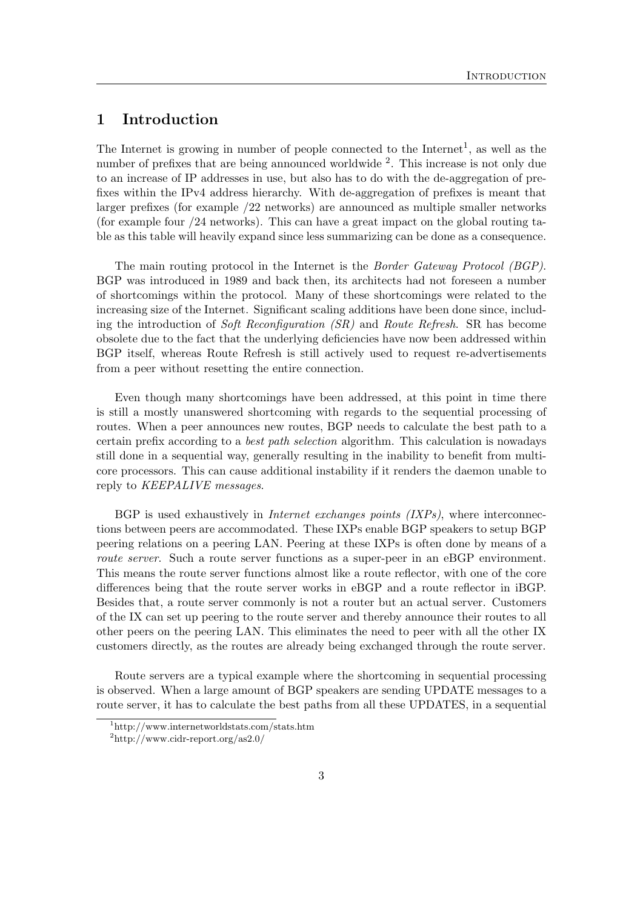# 1 Introduction

The Internet is growing in number of people connected to the Internet[1], as well as the number of prefixes that are being announced worldwide [2]. This increase is not only due to an increase of IP addresses in use, but also has to do with the de-aggregation of prefixes within the IPv4 address hierarchy. With de-aggregation of prefixes is meant that larger prefixes (for example /22 networks) are announced as multiple smaller networks (for example four /24 networks). This can have a great impact on the global routing table as this table will heavily expand since less summarizing can be done as a consequence.

The main routing protocol in the Internet is the *Border Gateway Protocol (BGP)*. BGP was introduced in 1989 and back then, its architects had not foreseen a number of shortcomings within the protocol. Many of these shortcomings were related to the increasing size of the Internet. Significant scaling additions have been done since, including the introduction of *Soft Reconfiguration (SR)* and *Route Refresh*. SR has become obsolete due to the fact that the underlying deficiencies have now been addressed within BGP itself, whereas Route Refresh is still actively used to request re-advertisements from a peer without resetting the entire connection.

Even though many shortcomings have been addressed, at this point in time there is still a mostly unanswered shortcoming with regards to the sequential processing of routes. When a peer announces new routes, BGP needs to calculate the best path to a certain prefix according to a *best path selection* algorithm. This calculation is nowadays still done in a sequential way, generally resulting in the inability to benefit from multi-core processors. This can cause additional instability if it renders the daemon unable to reply to *KEEPALIVE messages*.

BGP is used exhaustively in *Internet exchanges points (IXPs)*, where interconnections between peers are accommodated. These IXPs enable BGP speakers to setup BGP peering relations on a peering LAN. Peering at these IXPs is often done by means of a *route server*. Such a route server functions as a super-peer in an eBGP environment. This means the route server functions almost like a route reflector, with one of the core differences being that the route server works in eBGP and a route reflector in iBGP. Besides that, a route server commonly is not a router but an actual server. Customers of the IX can set up peering to the route server and thereby announce their routes to all other peers on the peering LAN. This eliminates the need to peer with all the other IX customers directly, as the routes are already being exchanged through the route server.

Route servers are a typical example where the shortcoming in sequential processing is observed. When a large amount of BGP speakers are sending UPDATE messages to a route server, it has to calculate the best paths from all these UPDATES, in a sequential

[1] http://www.internetworldstats.com/stats.htm

[2] http://www.cidr-report.org/as2.0/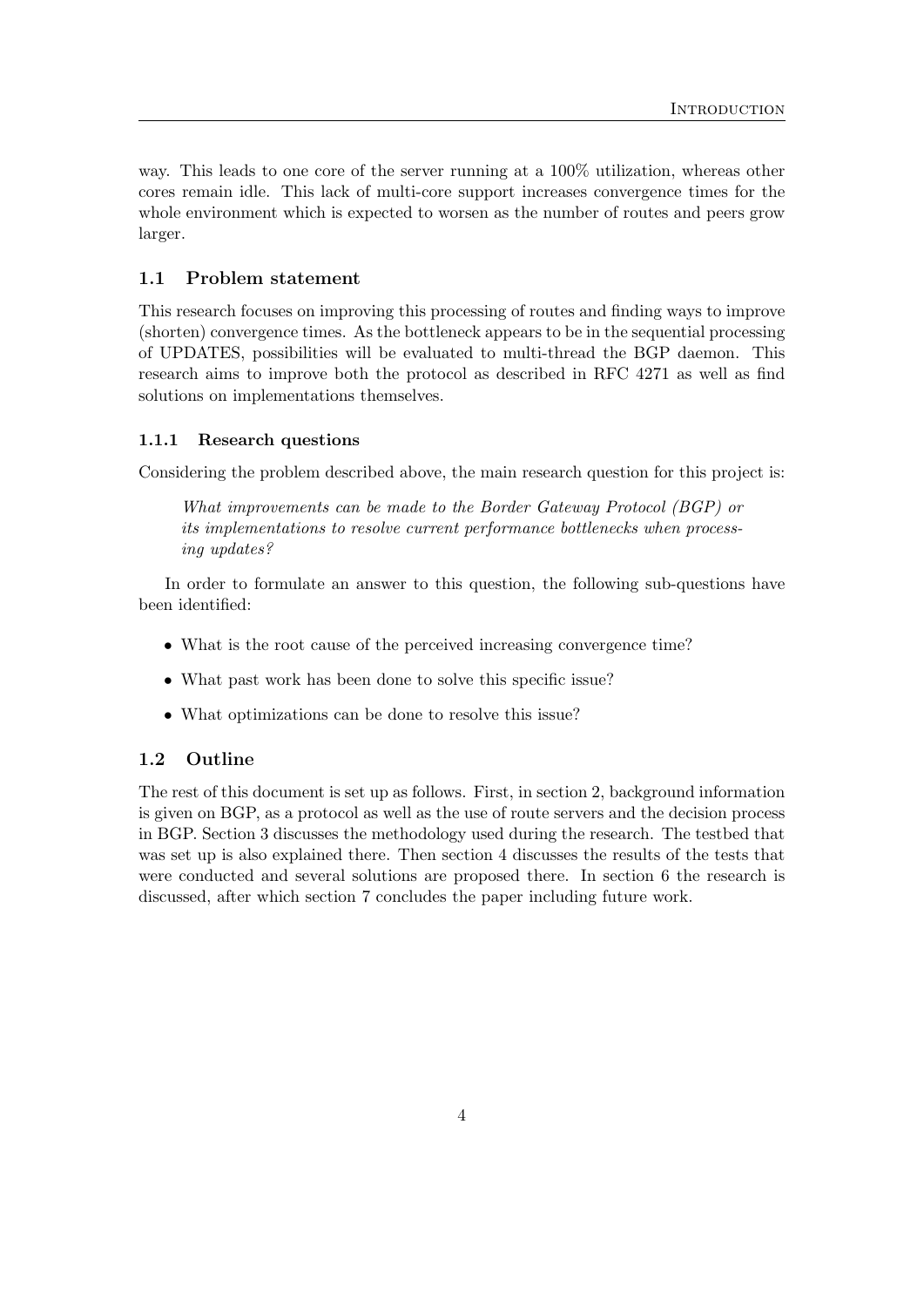way. This leads to one core of the server running at a 100% utilization, whereas other cores remain idle. This lack of multi-core support increases convergence times for the whole environment which is expected to worsen as the number of routes and peers grow larger.

## 1.1 Problem statement

This research focuses on improving this processing of routes and finding ways to improve (shorten) convergence times. As the bottleneck appears to be in the sequential processing of UPDATES, possibilities will be evaluated to multi-thread the BGP daemon. This research aims to improve both the protocol as described in RFC 4271 as well as find solutions on implementations themselves.

### 1.1.1 Research questions

Considering the problem described above, the main research question for this project is:

> *What improvements can be made to the Border Gateway Protocol (BGP) or its implementations to resolve current performance bottlenecks when processing updates?*

In order to formulate an answer to this question, the following sub-questions have been identified:

- What is the root cause of the perceived increasing convergence time?
- What past work has been done to solve this specific issue?
- What optimizations can be done to resolve this issue?

## 1.2 Outline

The rest of this document is set up as follows. First, in section 2, background information is given on BGP, as a protocol as well as the use of route servers and the decision process in BGP. Section 3 discusses the methodology used during the research. The testbed that was set up is also explained there. Then section 4 discusses the results of the tests that were conducted and several solutions are proposed there. In section 6 the research is discussed, after which section 7 concludes the paper including future work.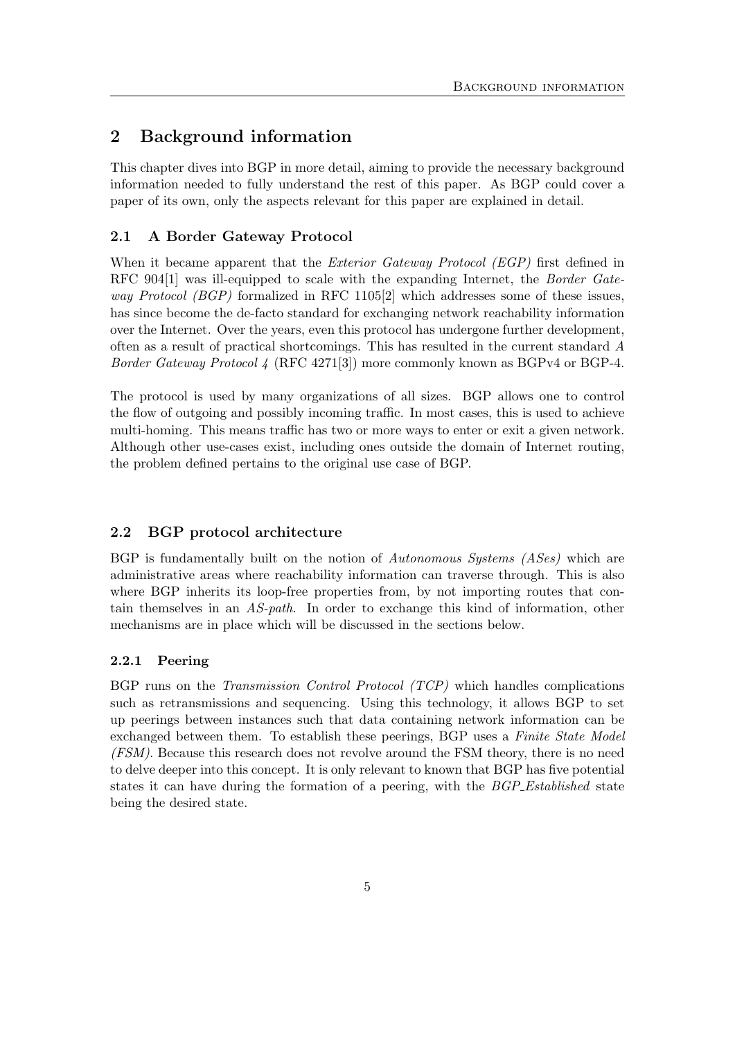# 2 Background information

This chapter dives into BGP in more detail, aiming to provide the necessary background information needed to fully understand the rest of this paper. As BGP could cover a paper of its own, only the aspects relevant for this paper are explained in detail.

## 2.1 A Border Gateway Protocol

When it became apparent that the *Exterior Gateway Protocol (EGP)* first defined in RFC 904[1] was ill-equipped to scale with the expanding Internet, the *Border Gateway Protocol (BGP)* formalized in RFC 1105[2] which addresses some of these issues, has since become the de-facto standard for exchanging network reachability information over the Internet. Over the years, even this protocol has undergone further development, often as a result of practical shortcomings. This has resulted in the current standard *A Border Gateway Protocol 4* (RFC 4271[3]) more commonly known as BGPv4 or BGP-4.

The protocol is used by many organizations of all sizes. BGP allows one to control the flow of outgoing and possibly incoming traffic. In most cases, this is used to achieve multi-homing. This means traffic has two or more ways to enter or exit a given network. Although other use-cases exist, including ones outside the domain of Internet routing, the problem defined pertains to the original use case of BGP.

## 2.2 BGP protocol architecture

BGP is fundamentally built on the notion of *Autonomous Systems (ASes)* which are administrative areas where reachability information can traverse through. This is also where BGP inherits its loop-free properties from, by not importing routes that contain themselves in an *AS-path*. In order to exchange this kind of information, other mechanisms are in place which will be discussed in the sections below.

### 2.2.1 Peering

BGP runs on the *Transmission Control Protocol (TCP)* which handles complications such as retransmissions and sequencing. Using this technology, it allows BGP to set up peerings between instances such that data containing network information can be exchanged between them. To establish these peerings, BGP uses a *Finite State Model (FSM)*. Because this research does not revolve around the FSM theory, there is no need to delve deeper into this concept. It is only relevant to known that BGP has five potential states it can have during the formation of a peering, with the *BGP_Established* state being the desired state.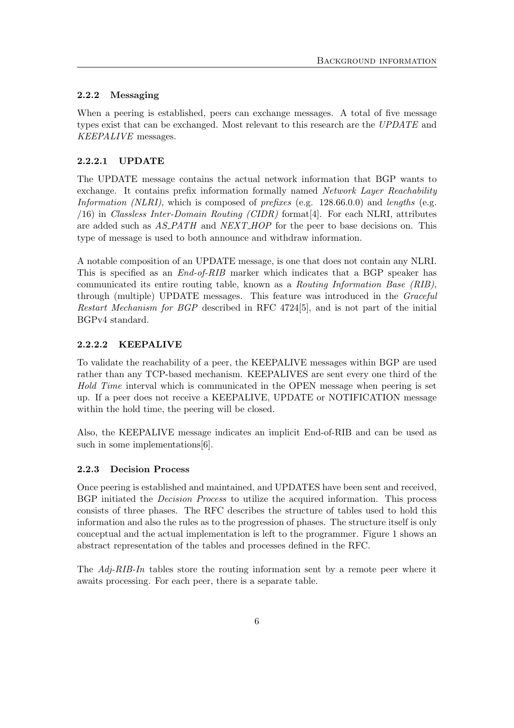### 2.2.2 Messaging

When a peering is established, peers can exchange messages. A total of five message types exist that can be exchanged. Most relevant to this research are the *UPDATE* and *KEEPALIVE* messages.

#### 2.2.2.1 UPDATE

The UPDATE message contains the actual network information that BGP wants to exchange. It contains prefix information formally named *Network Layer Reachability Information (NLRI)*, which is composed of *prefixes* (e.g. 128.66.0.0) and *lengths* (e.g. /16) in *Classless Inter-Domain Routing (CIDR)* format[4]. For each NLRI, attributes are added such as *AS_PATH* and *NEXT_HOP* for the peer to base decisions on. This type of message is used to both announce and withdraw information.

A notable composition of an UPDATE message, is one that does not contain any NLRI. This is specified as an *End-of-RIB* marker which indicates that a BGP speaker has communicated its entire routing table, known as a *Routing Information Base (RIB)*, through (multiple) UPDATE messages. This feature was introduced in the *Graceful Restart Mechanism for BGP* described in RFC 4724[5], and is not part of the initial BGPv4 standard.

#### 2.2.2.2 KEEPALIVE

To validate the reachability of a peer, the KEEPALIVE messages within BGP are used rather than any TCP-based mechanism. KEEPALIVES are sent every one third of the *Hold Time* interval which is communicated in the OPEN message when peering is set up. If a peer does not receive a KEEPALIVE, UPDATE or NOTIFICATION message within the hold time, the peering will be closed.

Also, the KEEPALIVE message indicates an implicit End-of-RIB and can be used as such in some implementations[6].

### 2.2.3 Decision Process

Once peering is established and maintained, and UPDATES have been sent and received, BGP initiated the *Decision Process* to utilize the acquired information. This process consists of three phases. The RFC describes the structure of tables used to hold this information and also the rules as to the progression of phases. The structure itself is only conceptual and the actual implementation is left to the programmer. Figure 1 shows an abstract representation of the tables and processes defined in the RFC.

The *Adj-RIB-In* tables store the routing information sent by a remote peer where it awaits processing. For each peer, there is a separate table.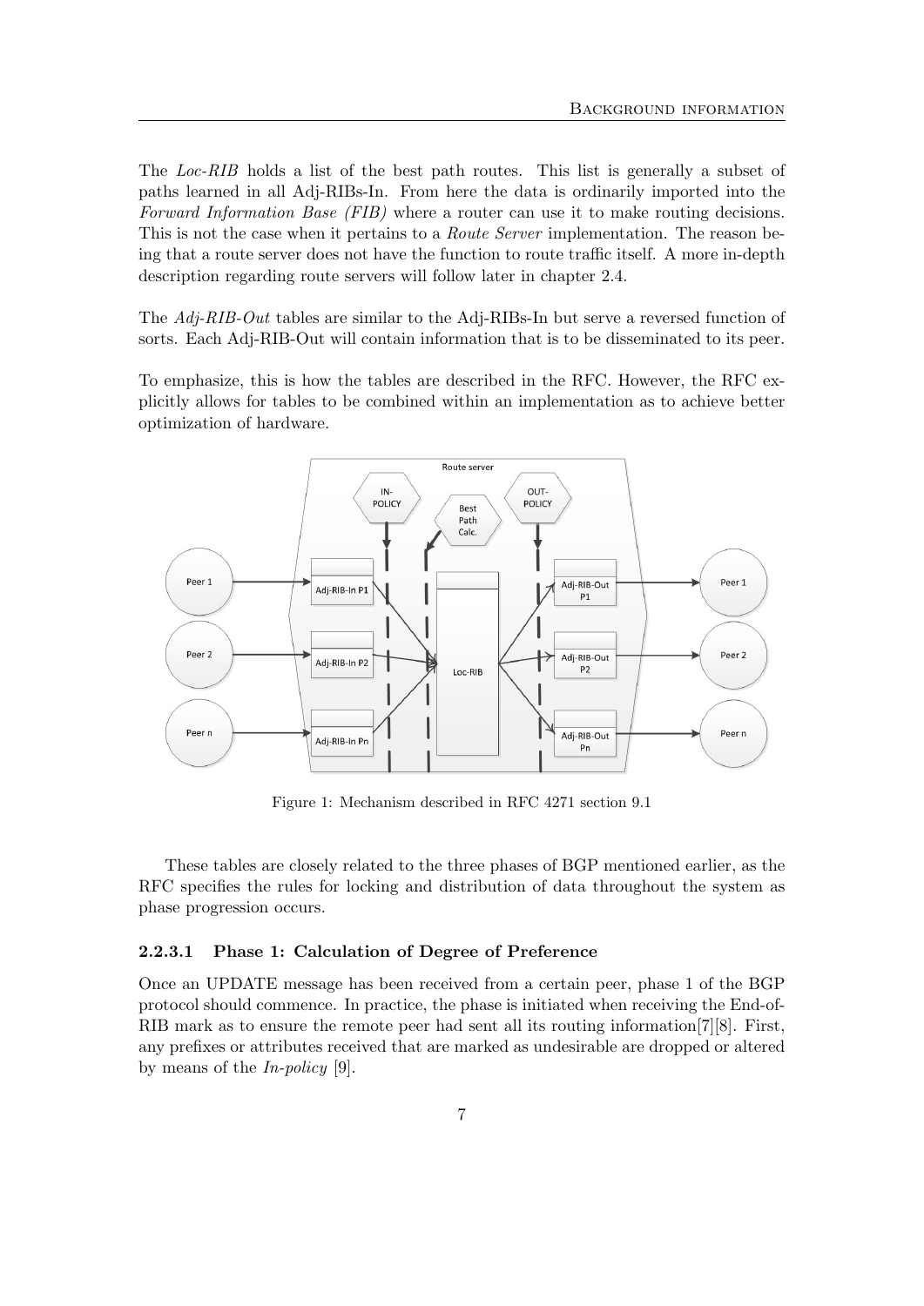The *Loc-RIB* holds a list of the best path routes. This list is generally a subset of paths learned in all Adj-RIBs-In. From here the data is ordinarily imported into the *Forward Information Base (FIB)* where a router can use it to make routing decisions. This is not the case when it pertains to a *Route Server* implementation. The reason being that a route server does not have the function to route traffic itself. A more in-depth description regarding route servers will follow later in chapter 2.4.

The *Adj-RIB-Out* tables are similar to the Adj-RIBs-In but serve a reversed function of sorts. Each Adj-RIB-Out will contain information that is to be disseminated to its peer.

To emphasize, this is how the tables are described in the RFC. However, the RFC explicitly allows for tables to be combined within an implementation as to achieve better optimization of hardware.

Figure 1: Mechanism described in RFC 4271 section 9.1

These tables are closely related to the three phases of BGP mentioned earlier, as the RFC specifies the rules for locking and distribution of data throughout the system as phase progression occurs.

#### 2.2.3.1 Phase 1: Calculation of Degree of Preference

Once an UPDATE message has been received from a certain peer, phase 1 of the BGP protocol should commence. In practice, the phase is initiated when receiving the End-of-RIB mark as to ensure the remote peer had sent all its routing information[7][8]. First, any prefixes or attributes received that are marked as undesirable are dropped or altered by means of the *In-policy* [9].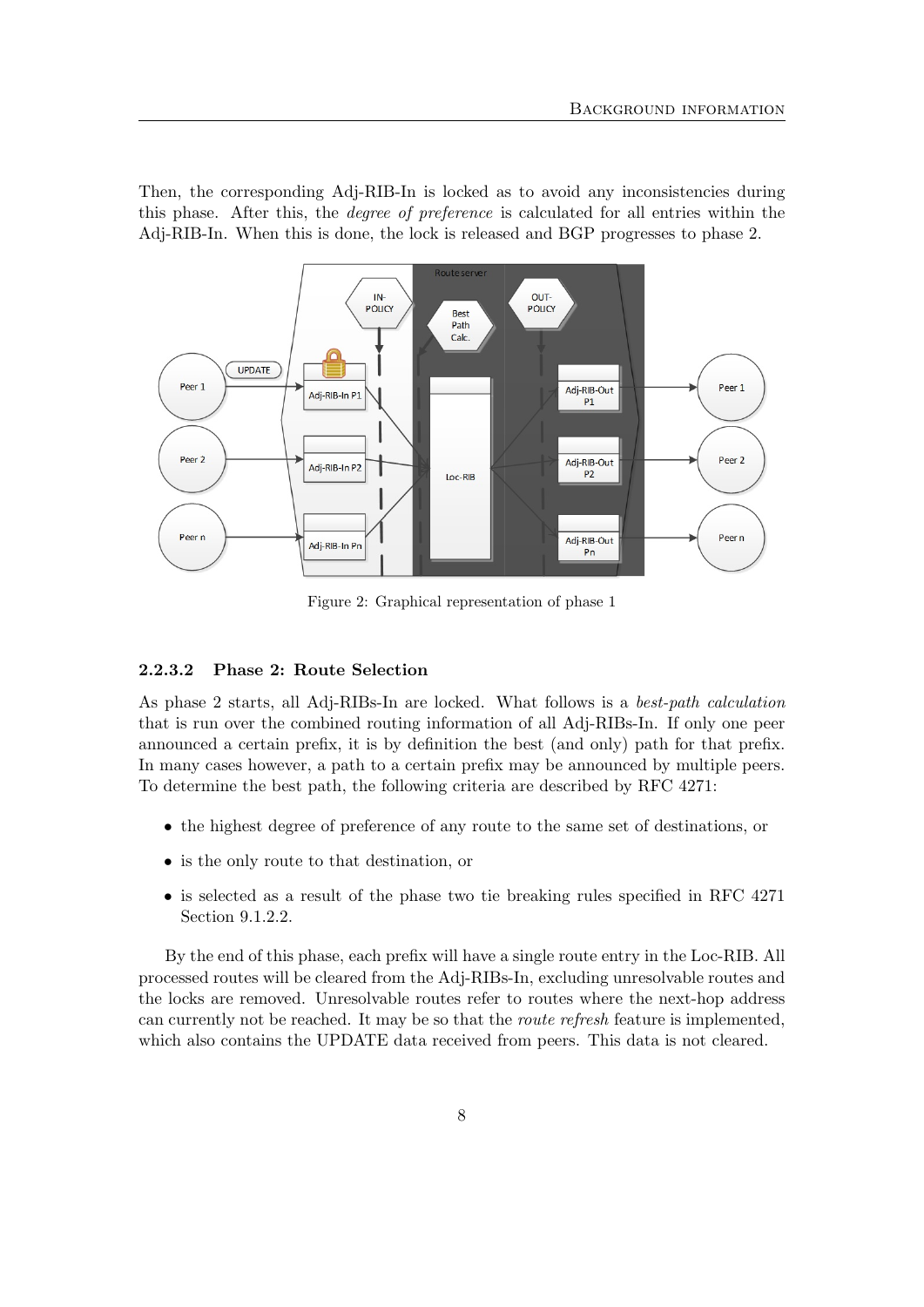Then, the corresponding Adj-RIB-In is locked as to avoid any inconsistencies during this phase. After this, the *degree of preference* is calculated for all entries within the Adj-RIB-In. When this is done, the lock is released and BGP progresses to phase 2.

Figure 2: Graphical representation of phase 1

#### 2.2.3.2 Phase 2: Route Selection

As phase 2 starts, all Adj-RIBs-In are locked. What follows is a *best-path calculation* that is run over the combined routing information of all Adj-RIBs-In. If only one peer announced a certain prefix, it is by definition the best (and only) path for that prefix. In many cases however, a path to a certain prefix may be announced by multiple peers. To determine the best path, the following criteria are described by RFC 4271:

- the highest degree of preference of any route to the same set of destinations, or
- is the only route to that destination, or
- is selected as a result of the phase two tie breaking rules specified in RFC 4271 Section 9.1.2.2.

By the end of this phase, each prefix will have a single route entry in the Loc-RIB. All processed routes will be cleared from the Adj-RIBs-In, excluding unresolvable routes and the locks are removed. Unresolvable routes refer to routes where the next-hop address can currently not be reached. It may be so that the *route refresh* feature is implemented, which also contains the UPDATE data received from peers. This data is not cleared.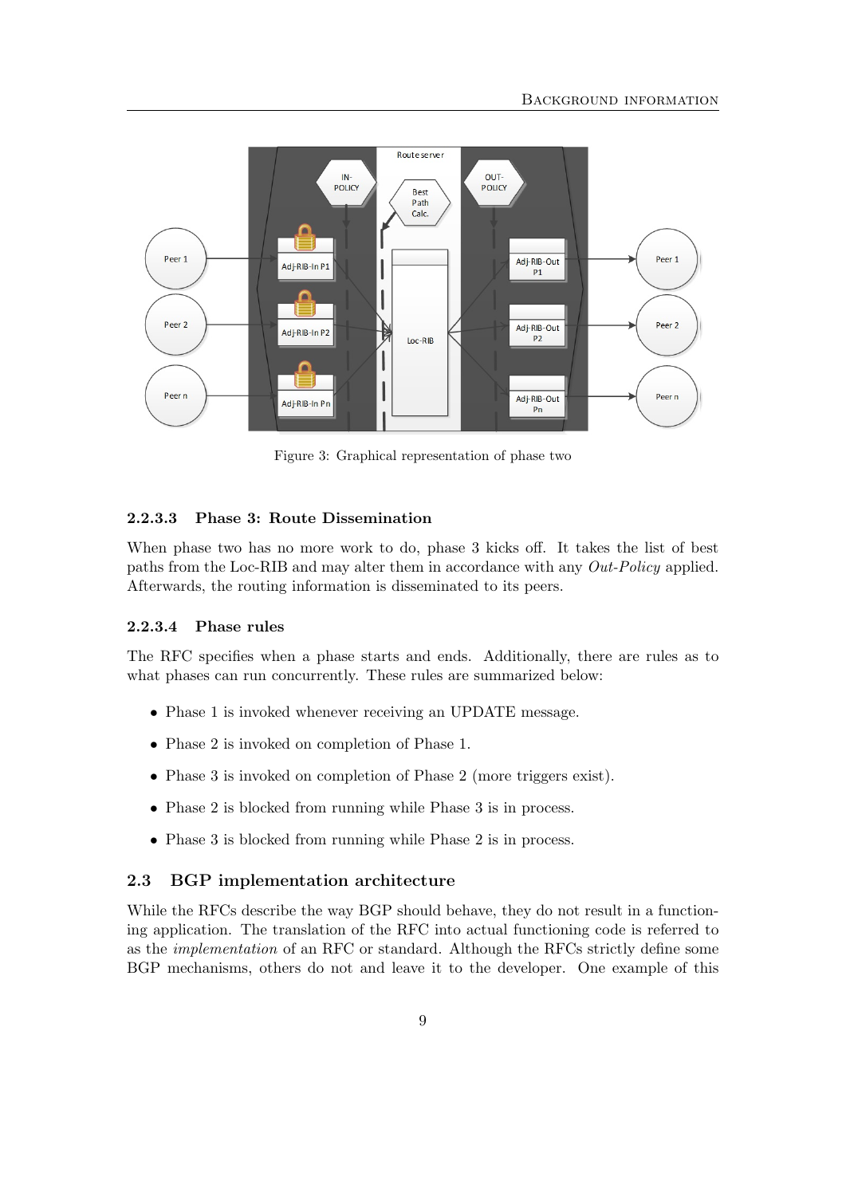Figure 3: Graphical representation of phase two

#### 2.2.3.3 Phase 3: Route Dissemination

When phase two has no more work to do, phase 3 kicks off. It takes the list of best paths from the Loc-RIB and may alter them in accordance with any *Out-Policy* applied. Afterwards, the routing information is disseminated to its peers.

#### 2.2.3.4 Phase rules

The RFC specifies when a phase starts and ends. Additionally, there are rules as to what phases can run concurrently. These rules are summarized below:

- Phase 1 is invoked whenever receiving an UPDATE message.
- Phase 2 is invoked on completion of Phase 1.
- Phase 3 is invoked on completion of Phase 2 (more triggers exist).
- Phase 2 is blocked from running while Phase 3 is in process.
- Phase 3 is blocked from running while Phase 2 is in process.

### 2.3 BGP implementation architecture

While the RFCs describe the way BGP should behave, they do not result in a functioning application. The translation of the RFC into actual functioning code is referred to as the *implementation* of an RFC or standard. Although the RFCs strictly define some BGP mechanisms, others do not and leave it to the developer. One example of this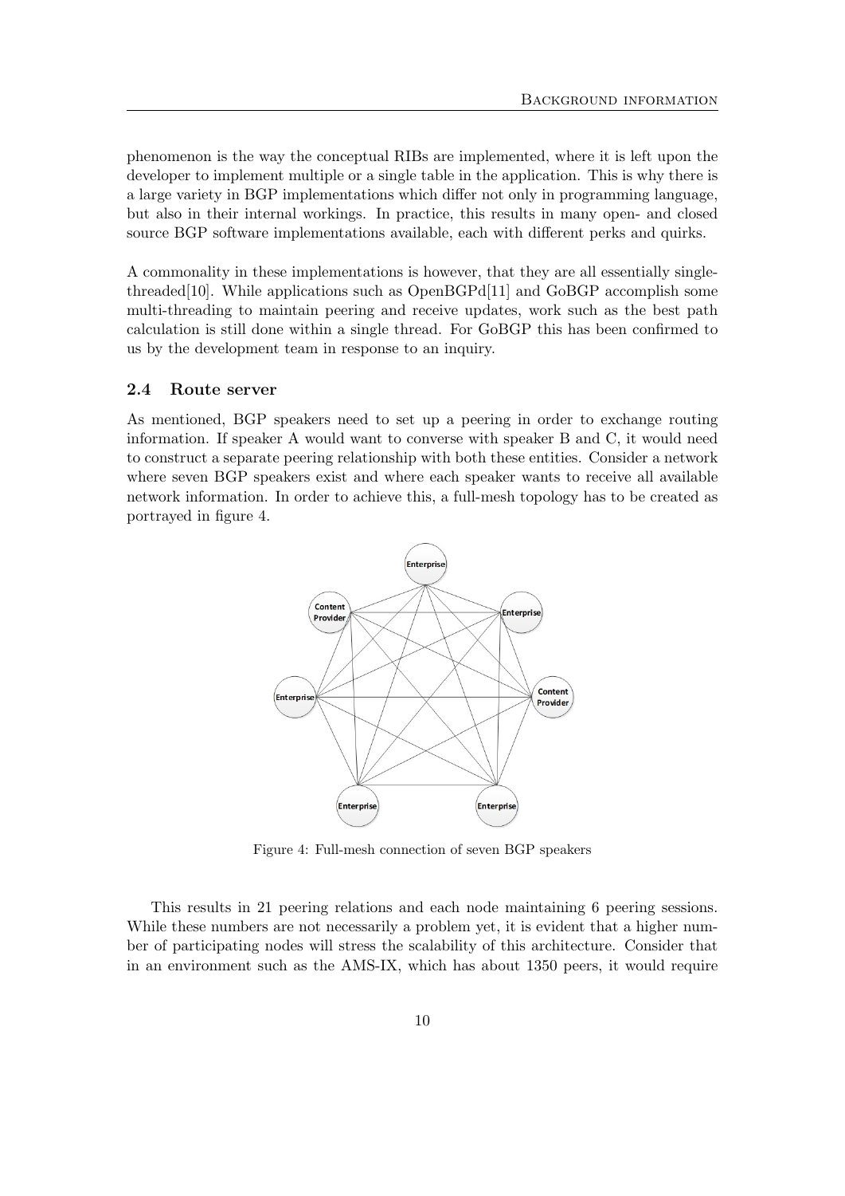phenomenon is the way the conceptual RIBs are implemented, where it is left upon the developer to implement multiple or a single table in the application. This is why there is a large variety in BGP implementations which differ not only in programming language, but also in their internal workings. In practice, this results in many open- and closed source BGP software implementations available, each with different perks and quirks.

A commonality in these implementations is however, that they are all essentially single-threaded[10]. While applications such as OpenBGPd[11] and GoBGP accomplish some multi-threading to maintain peering and receive updates, work such as the best path calculation is still done within a single thread. For GoBGP this has been confirmed to us by the development team in response to an inquiry.

### 2.4 Route server

As mentioned, BGP speakers need to set up a peering in order to exchange routing information. If speaker A would want to converse with speaker B and C, it would need to construct a separate peering relationship with both these entities. Consider a network where seven BGP speakers exist and where each speaker wants to receive all available network information. In order to achieve this, a full-mesh topology has to be created as portrayed in figure 4.

Figure 4: Full-mesh connection of seven BGP speakers

This results in 21 peering relations and each node maintaining 6 peering sessions. While these numbers are not necessarily a problem yet, it is evident that a higher number of participating nodes will stress the scalability of this architecture. Consider that in an environment such as the AMS-IX, which has about 1350 peers, it would require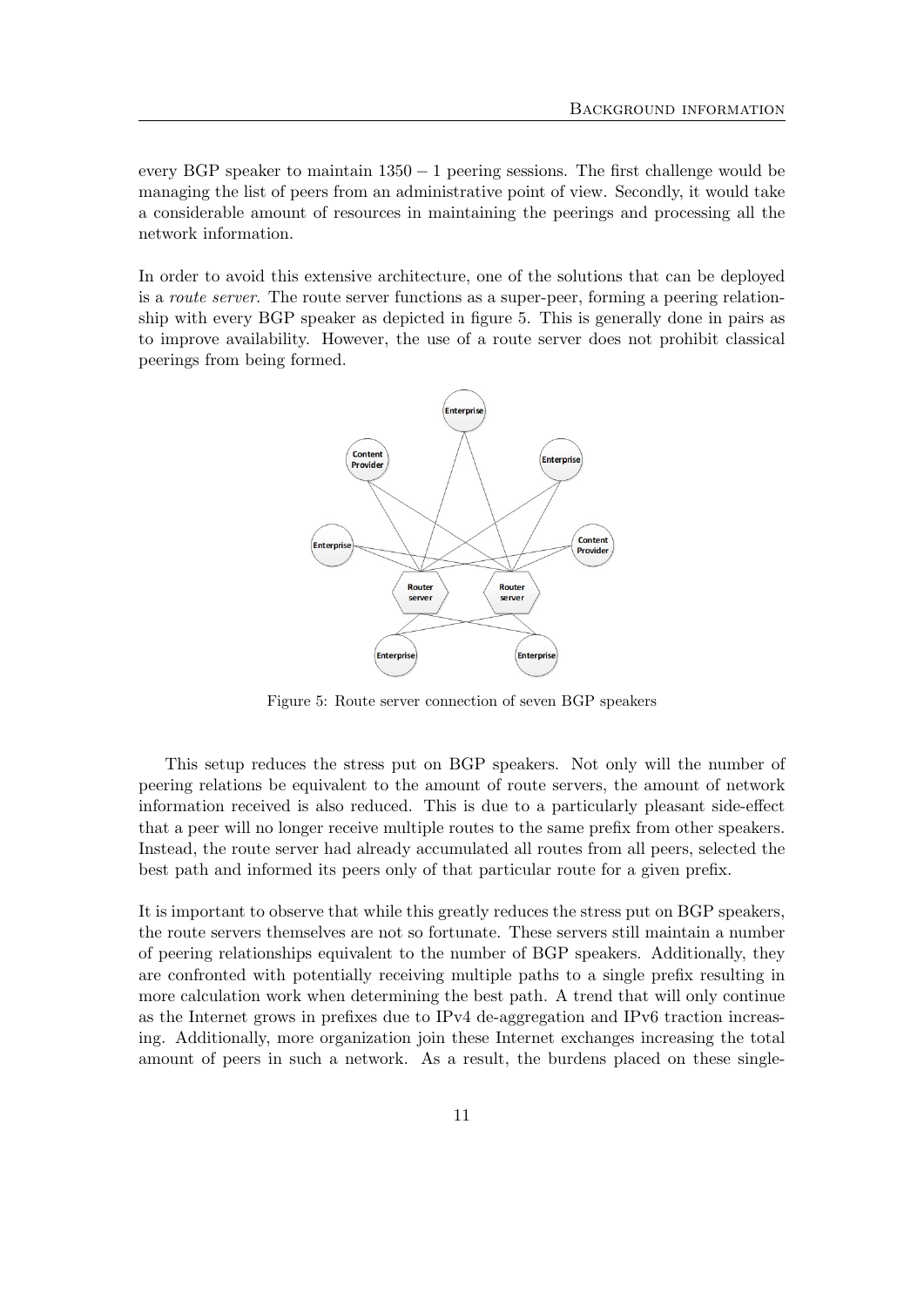every BGP speaker to maintain $1350 - 1$ peering sessions. The first challenge would be managing the list of peers from an administrative point of view. Secondly, it would take a considerable amount of resources in maintaining the peerings and processing all the network information.

In order to avoid this extensive architecture, one of the solutions that can be deployed is a *route server*. The route server functions as a super-peer, forming a peering relationship with every BGP speaker as depicted in figure 5. This is generally done in pairs as to improve availability. However, the use of a route server does not prohibit classical peerings from being formed.

Figure 5: Route server connection of seven BGP speakers

This setup reduces the stress put on BGP speakers. Not only will the number of peering relations be equivalent to the amount of route servers, the amount of network information received is also reduced. This is due to a particularly pleasant side-effect that a peer will no longer receive multiple routes to the same prefix from other speakers. Instead, the route server had already accumulated all routes from all peers, selected the best path and informed its peers only of that particular route for a given prefix.

It is important to observe that while this greatly reduces the stress put on BGP speakers, the route servers themselves are not so fortunate. These servers still maintain a number of peering relationships equivalent to the number of BGP speakers. Additionally, they are confronted with potentially receiving multiple paths to a single prefix resulting in more calculation work when determining the best path. A trend that will only continue as the Internet grows in prefixes due to IPv4 de-aggregation and IPv6 traction increasing. Additionally, more organization join these Internet exchanges increasing the total amount of peers in such a network. As a result, the burdens placed on these single-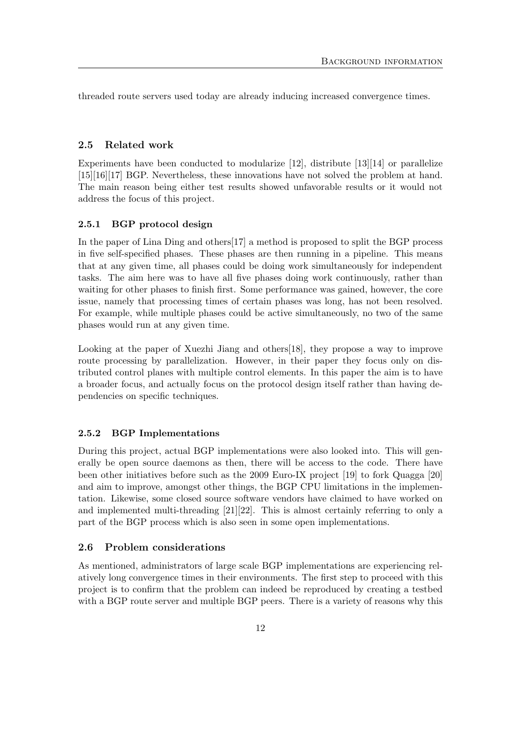threaded route servers used today are already inducing increased convergence times.

## 2.5 Related work

Experiments have been conducted to modularize [12], distribute [13][14] or parallelize [15][16][17] BGP. Nevertheless, these innovations have not solved the problem at hand. The main reason being either test results showed unfavorable results or it would not address the focus of this project.

### 2.5.1 BGP protocol design

In the paper of Lina Ding and others[17] a method is proposed to split the BGP process in five self-specified phases. These phases are then running in a pipeline. This means that at any given time, all phases could be doing work simultaneously for independent tasks. The aim here was to have all five phases doing work continuously, rather than waiting for other phases to finish first. Some performance was gained, however, the core issue, namely that processing times of certain phases was long, has not been resolved. For example, while multiple phases could be active simultaneously, no two of the same phases would run at any given time.

Looking at the paper of Xuezhi Jiang and others[18], they propose a way to improve route processing by parallelization. However, in their paper they focus only on distributed control planes with multiple control elements. In this paper the aim is to have a broader focus, and actually focus on the protocol design itself rather than having dependencies on specific techniques.

### 2.5.2 BGP Implementations

During this project, actual BGP implementations were also looked into. This will generally be open source daemons as then, there will be access to the code. There have been other initiatives before such as the 2009 Euro-IX project [19] to fork Quagga [20] and aim to improve, amongst other things, the BGP CPU limitations in the implementation. Likewise, some closed source software vendors have claimed to have worked on and implemented multi-threading [21][22]. This is almost certainly referring to only a part of the BGP process which is also seen in some open implementations.

## 2.6 Problem considerations

As mentioned, administrators of large scale BGP implementations are experiencing relatively long convergence times in their environments. The first step to proceed with this project is to confirm that the problem can indeed be reproduced by creating a testbed with a BGP route server and multiple BGP peers. There is a variety of reasons why this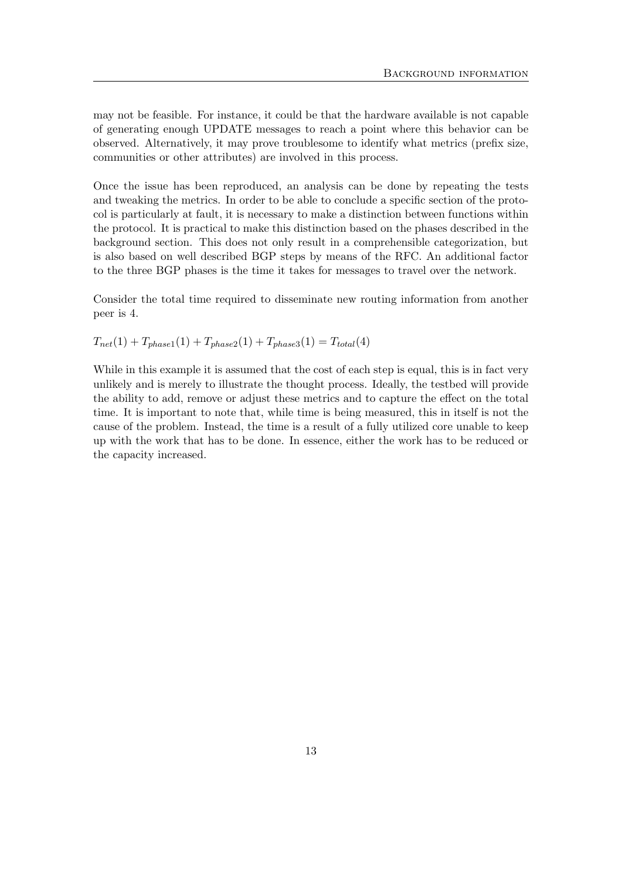may not be feasible. For instance, it could be that the hardware available is not capable of generating enough UPDATE messages to reach a point where this behavior can be observed. Alternatively, it may prove troublesome to identify what metrics (prefix size, communities or other attributes) are involved in this process.

Once the issue has been reproduced, an analysis can be done by repeating the tests and tweaking the metrics. In order to be able to conclude a specific section of the protocol is particularly at fault, it is necessary to make a distinction between functions within the protocol. It is practical to make this distinction based on the phases described in the background section. This does not only result in a comprehensible categorization, but is also based on well described BGP steps by means of the RFC. An additional factor to the three BGP phases is the time it takes for messages to travel over the network.

Consider the total time required to disseminate new routing information from another peer is 4.

$T_{net}(1) + T_{phase1}(1) + T_{phase2}(1) + T_{phase3}(1) = T_{total}(4)$

While in this example it is assumed that the cost of each step is equal, this is in fact very unlikely and is merely to illustrate the thought process. Ideally, the testbed will provide the ability to add, remove or adjust these metrics and to capture the effect on the total time. It is important to note that, while time is being measured, this in itself is not the cause of the problem. Instead, the time is a result of a fully utilized core unable to keep up with the work that has to be done. In essence, either the work has to be reduced or the capacity increased.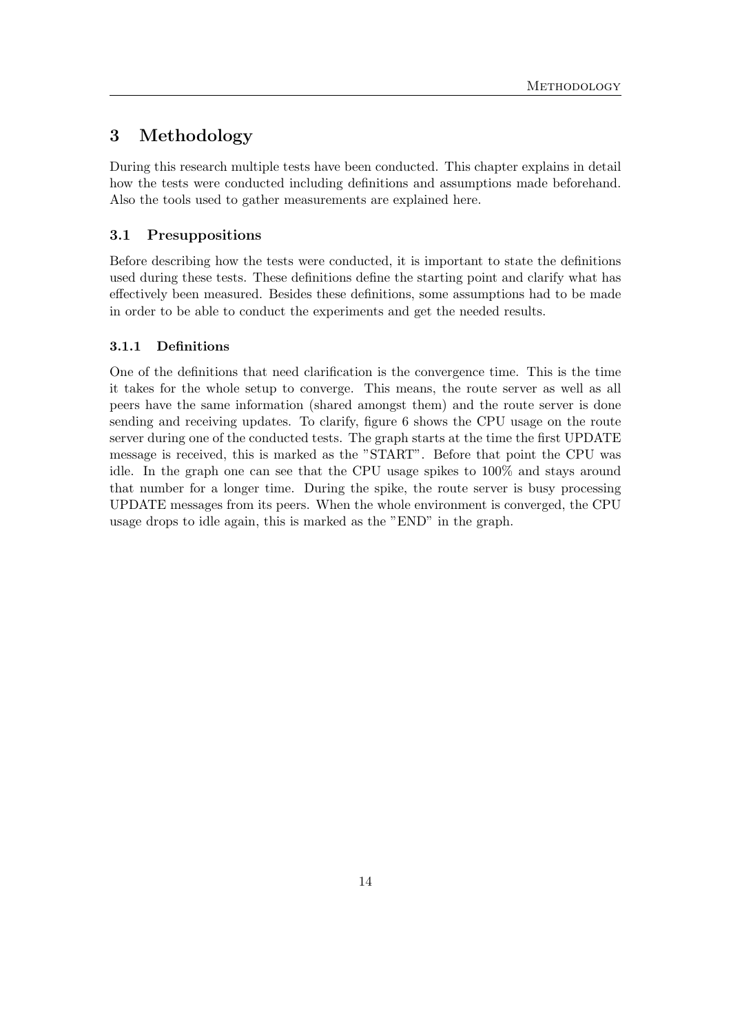# 3 Methodology

During this research multiple tests have been conducted. This chapter explains in detail how the tests were conducted including definitions and assumptions made beforehand. Also the tools used to gather measurements are explained here.

## 3.1 Presuppositions

Before describing how the tests were conducted, it is important to state the definitions used during these tests. These definitions define the starting point and clarify what has effectively been measured. Besides these definitions, some assumptions had to be made in order to be able to conduct the experiments and get the needed results.

### 3.1.1 Definitions

One of the definitions that need clarification is the convergence time. This is the time it takes for the whole setup to converge. This means, the route server as well as all peers have the same information (shared amongst them) and the route server is done sending and receiving updates. To clarify, figure 6 shows the CPU usage on the route server during one of the conducted tests. The graph starts at the time the first UPDATE message is received, this is marked as the "START". Before that point the CPU was idle. In the graph one can see that the CPU usage spikes to 100% and stays around that number for a longer time. During the spike, the route server is busy processing UPDATE messages from its peers. When the whole environment is converged, the CPU usage drops to idle again, this is marked as the "END" in the graph.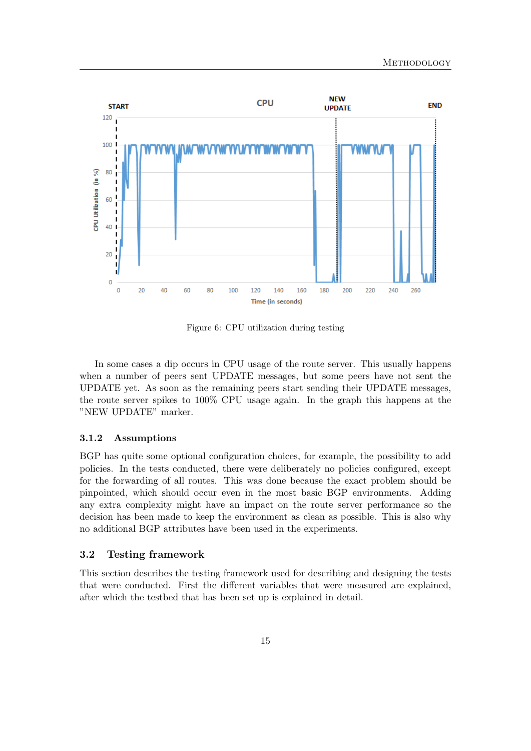Figure 6: CPU utilization during testing

In some cases a dip occurs in CPU usage of the route server. This usually happens when a number of peers sent UPDATE messages, but some peers have not sent the UPDATE yet. As soon as the remaining peers start sending their UPDATE messages, the route server spikes to 100% CPU usage again. In the graph this happens at the "NEW UPDATE" marker.

### 3.1.2 Assumptions

BGP has quite some optional configuration choices, for example, the possibility to add policies. In the tests conducted, there were deliberately no policies configured, except for the forwarding of all routes. This was done because the exact problem should be pinpointed, which should occur even in the most basic BGP environments. Adding any extra complexity might have an impact on the route server performance so the decision has been made to keep the environment as clean as possible. This is also why no additional BGP attributes have been used in the experiments.

## 3.2 Testing framework

This section describes the testing framework used for describing and designing the tests that were conducted. First the different variables that were measured are explained, after which the testbed that has been set up is explained in detail.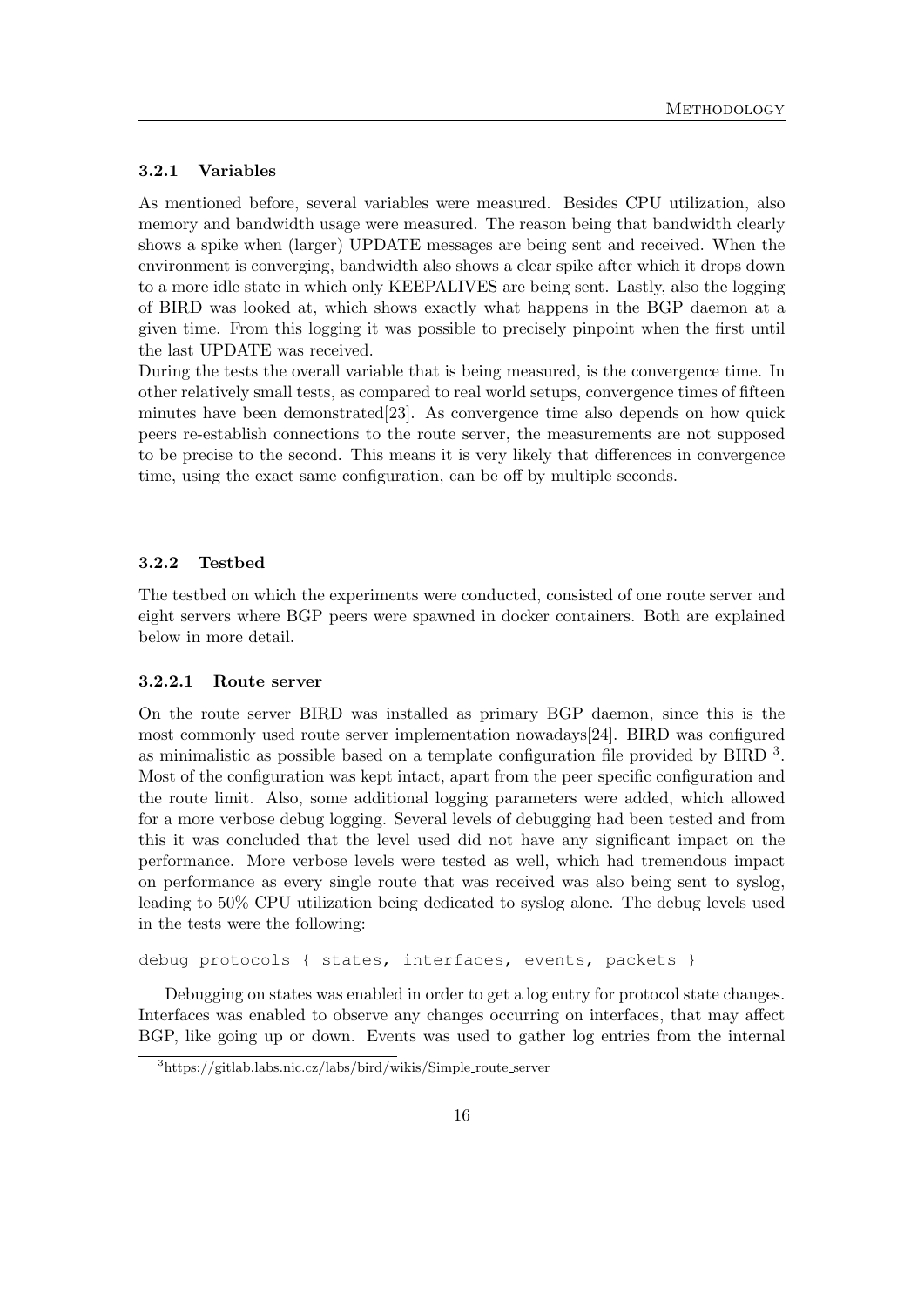### 3.2.1 Variables

As mentioned before, several variables were measured. Besides CPU utilization, also memory and bandwidth usage were measured. The reason being that bandwidth clearly shows a spike when (larger) UPDATE messages are being sent and received. When the environment is converging, bandwidth also shows a clear spike after which it drops down to a more idle state in which only KEEPALIVES are being sent. Lastly, also the logging of BIRD was looked at, which shows exactly what happens in the BGP daemon at a given time. From this logging it was possible to precisely pinpoint when the first until the last UPDATE was received.

During the tests the overall variable that is being measured, is the convergence time. In other relatively small tests, as compared to real world setups, convergence times of fifteen minutes have been demonstrated[23]. As convergence time also depends on how quick peers re-establish connections to the route server, the measurements are not supposed to be precise to the second. This means it is very likely that differences in convergence time, using the exact same configuration, can be off by multiple seconds.

### 3.2.2 Testbed

The testbed on which the experiments were conducted, consisted of one route server and eight servers where BGP peers were spawned in docker containers. Both are explained below in more detail.

#### 3.2.2.1 Route server

On the route server BIRD was installed as primary BGP daemon, since this is the most commonly used route server implementation nowadays[24]. BIRD was configured as minimalistic as possible based on a template configuration file provided by BIRD [3]. Most of the configuration was kept intact, apart from the peer specific configuration and the route limit. Also, some additional logging parameters were added, which allowed for a more verbose debug logging. Several levels of debugging had been tested and from this it was concluded that the level used did not have any significant impact on the performance. More verbose levels were tested as well, which had tremendous impact on performance as every single route that was received was also being sent to syslog, leading to 50% CPU utilization being dedicated to syslog alone. The debug levels used in the tests were the following:

```
debug protocols { states, interfaces, events, packets }
```

Debugging on states was enabled in order to get a log entry for protocol state changes. Interfaces was enabled to observe any changes occurring on interfaces, that may affect BGP, like going up or down. Events was used to gather log entries from the internal

[3] https://gitlab.labs.nic.cz/labs/bird/wikis/Simple_route_server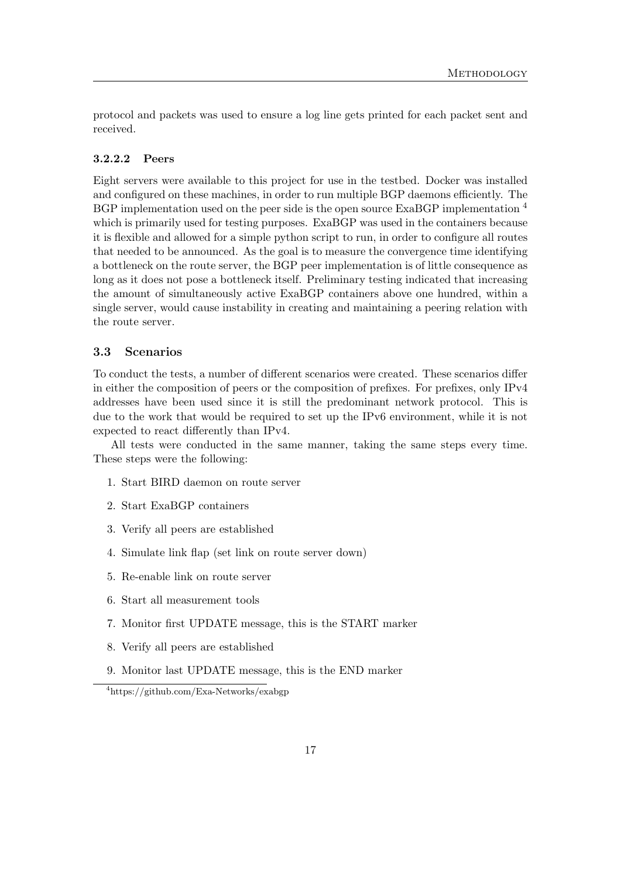protocol and packets was used to ensure a log line gets printed for each packet sent and received.

#### 3.2.2.2 Peers

Eight servers were available to this project for use in the testbed. Docker was installed and configured on these machines, in order to run multiple BGP daemons efficiently. The BGP implementation used on the peer side is the open source ExaBGP implementation [4] which is primarily used for testing purposes. ExaBGP was used in the containers because it is flexible and allowed for a simple python script to run, in order to configure all routes that needed to be announced. As the goal is to measure the convergence time identifying a bottleneck on the route server, the BGP peer implementation is of little consequence as long as it does not pose a bottleneck itself. Preliminary testing indicated that increasing the amount of simultaneously active ExaBGP containers above one hundred, within a single server, would cause instability in creating and maintaining a peering relation with the route server.

## 3.3 Scenarios

To conduct the tests, a number of different scenarios were created. These scenarios differ in either the composition of peers or the composition of prefixes. For prefixes, only IPv4 addresses have been used since it is still the predominant network protocol. This is due to the work that would be required to set up the IPv6 environment, while it is not expected to react differently than IPv4.

All tests were conducted in the same manner, taking the same steps every time. These steps were the following:

1. Start BIRD daemon on route server
2. Start ExaBGP containers
3. Verify all peers are established
4. Simulate link flap (set link on route server down)
5. Re-enable link on route server
6. Start all measurement tools
7. Monitor first UPDATE message, this is the START marker
8. Verify all peers are established
9. Monitor last UPDATE message, this is the END marker

[4] https://github.com/Exa-Networks/exabgp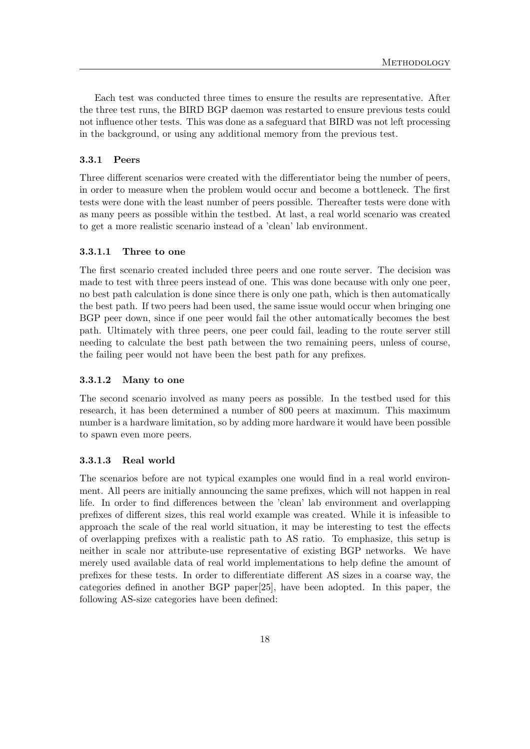Each test was conducted three times to ensure the results are representative. After the three test runs, the BIRD BGP daemon was restarted to ensure previous tests could not influence other tests. This was done as a safeguard that BIRD was not left processing in the background, or using any additional memory from the previous test.

### 3.3.1 Peers

Three different scenarios were created with the differentiator being the number of peers, in order to measure when the problem would occur and become a bottleneck. The first tests were done with the least number of peers possible. Thereafter tests were done with as many peers as possible within the testbed. At last, a real world scenario was created to get a more realistic scenario instead of a 'clean' lab environment.

#### 3.3.1.1 Three to one

The first scenario created included three peers and one route server. The decision was made to test with three peers instead of one. This was done because with only one peer, no best path calculation is done since there is only one path, which is then automatically the best path. If two peers had been used, the same issue would occur when bringing one BGP peer down, since if one peer would fail the other automatically becomes the best path. Ultimately with three peers, one peer could fail, leading to the route server still needing to calculate the best path between the two remaining peers, unless of course, the failing peer would not have been the best path for any prefixes.

#### 3.3.1.2 Many to one

The second scenario involved as many peers as possible. In the testbed used for this research, it has been determined a number of 800 peers at maximum. This maximum number is a hardware limitation, so by adding more hardware it would have been possible to spawn even more peers.

#### 3.3.1.3 Real world

The scenarios before are not typical examples one would find in a real world environment. All peers are initially announcing the same prefixes, which will not happen in real life. In order to find differences between the 'clean' lab environment and overlapping prefixes of different sizes, this real world example was created. While it is infeasible to approach the scale of the real world situation, it may be interesting to test the effects of overlapping prefixes with a realistic path to AS ratio. To emphasize, this setup is neither in scale nor attribute-use representative of existing BGP networks. We have merely used available data of real world implementations to help define the amount of prefixes for these tests. In order to differentiate different AS sizes in a coarse way, the categories defined in another BGP paper[25], have been adopted. In this paper, the following AS-size categories have been defined: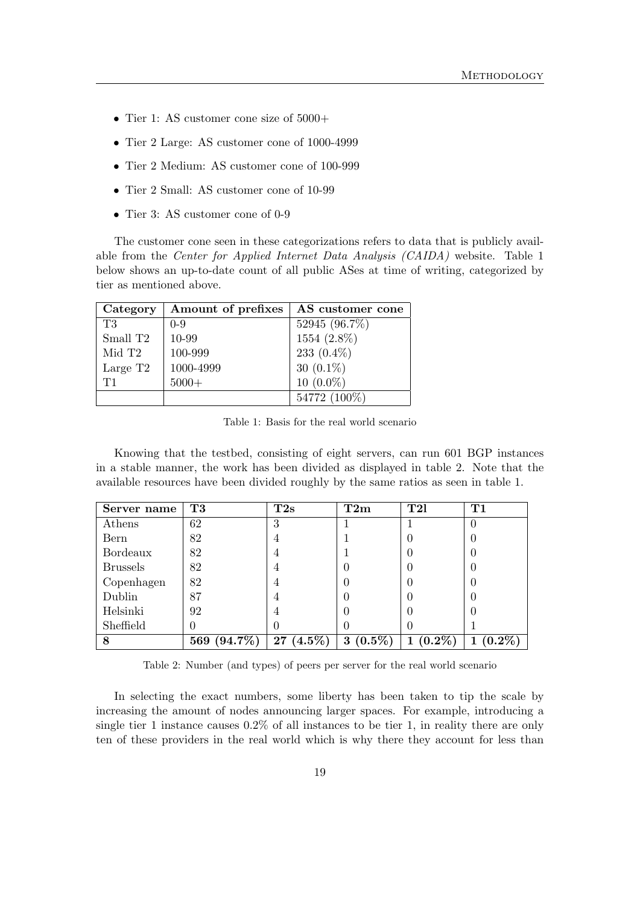- Tier 1: AS customer cone size of 5000+
- Tier 2 Large: AS customer cone of 1000-4999
- Tier 2 Medium: AS customer cone of 100-999
- Tier 2 Small: AS customer cone of 10-99
- Tier 3: AS customer cone of 0-9

The customer cone seen in these categorizations refers to data that is publicly available from the *Center for Applied Internet Data Analysis (CAIDA)* website. Table 1 below shows an up-to-date count of all public ASes at time of writing, categorized by tier as mentioned above.

| Category | Amount of prefixes | AS customer cone |
|---|---|---|
| T3 | 0-9 | 52945 (96.7%) |
| Small T2 | 10-99 | 1554 (2.8%) |
| Mid T2 | 100-999 | 233 (0.4%) |
| Large T2 | 1000-4999 | 30 (0.1%) |
| T1 | 5000+ | 10 (0.0%) |
| | | 54772 (100%) |

Table 1: Basis for the real world scenario

Knowing that the testbed, consisting of eight servers, can run 601 BGP instances in a stable manner, the work has been divided as displayed in table 2. Note that the available resources have been divided roughly by the same ratios as seen in table 1.

| Server name | T3 | T2s | T2m | T2l | T1 |
|---|---|---|---|---|---|
| Athens | 62 | 3 | 1 | 1 | 0 |
| Bern | 82 | 4 | 1 | 0 | 0 |
| Bordeaux | 82 | 4 | 1 | 0 | 0 |
| Brussels | 82 | 4 | 0 | 0 | 0 |
| Copenhagen | 82 | 4 | 0 | 0 | 0 |
| Dublin | 87 | 4 | 0 | 0 | 0 |
| Helsinki | 92 | 4 | 0 | 0 | 0 |
| Sheffield | 0 | 0 | 0 | 0 | 1 |
| **8** | **569 (94.7%)** | **27 (4.5%)** | **3 (0.5%)** | **1 (0.2%)** | **1 (0.2%)** |

Table 2: Number (and types) of peers per server for the real world scenario

In selecting the exact numbers, some liberty has been taken to tip the scale by increasing the amount of nodes announcing larger spaces. For example, introducing a single tier 1 instance causes 0.2% of all instances to be tier 1, in reality there are only ten of these providers in the real world which is why there they account for less than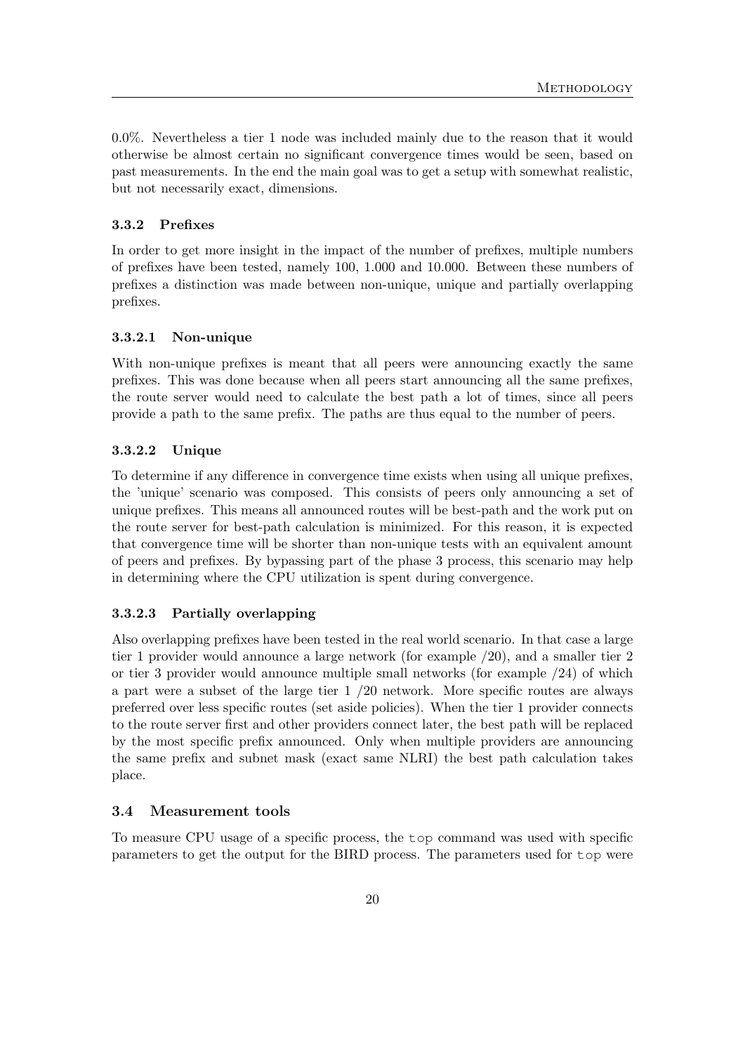0.0%. Nevertheless a tier 1 node was included mainly due to the reason that it would otherwise be almost certain no significant convergence times would be seen, based on past measurements. In the end the main goal was to get a setup with somewhat realistic, but not necessarily exact, dimensions.

### 3.3.2 Prefixes

In order to get more insight in the impact of the number of prefixes, multiple numbers of prefixes have been tested, namely 100, 1.000 and 10.000. Between these numbers of prefixes a distinction was made between non-unique, unique and partially overlapping prefixes.

#### 3.3.2.1 Non-unique

With non-unique prefixes is meant that all peers were announcing exactly the same prefixes. This was done because when all peers start announcing all the same prefixes, the route server would need to calculate the best path a lot of times, since all peers provide a path to the same prefix. The paths are thus equal to the number of peers.

#### 3.3.2.2 Unique

To determine if any difference in convergence time exists when using all unique prefixes, the 'unique' scenario was composed. This consists of peers only announcing a set of unique prefixes. This means all announced routes will be best-path and the work put on the route server for best-path calculation is minimized. For this reason, it is expected that convergence time will be shorter than non-unique tests with an equivalent amount of peers and prefixes. By bypassing part of the phase 3 process, this scenario may help in determining where the CPU utilization is spent during convergence.

#### 3.3.2.3 Partially overlapping

Also overlapping prefixes have been tested in the real world scenario. In that case a large tier 1 provider would announce a large network (for example /20), and a smaller tier 2 or tier 3 provider would announce multiple small networks (for example /24) of which a part were a subset of the large tier 1 /20 network. More specific routes are always preferred over less specific routes (set aside policies). When the tier 1 provider connects to the route server first and other providers connect later, the best path will be replaced by the most specific prefix announced. Only when multiple providers are announcing the same prefix and subnet mask (exact same NLRI) the best path calculation takes place.

### 3.4 Measurement tools

To measure CPU usage of a specific process, the `top` command was used with specific parameters to get the output for the BIRD process. The parameters used for `top` were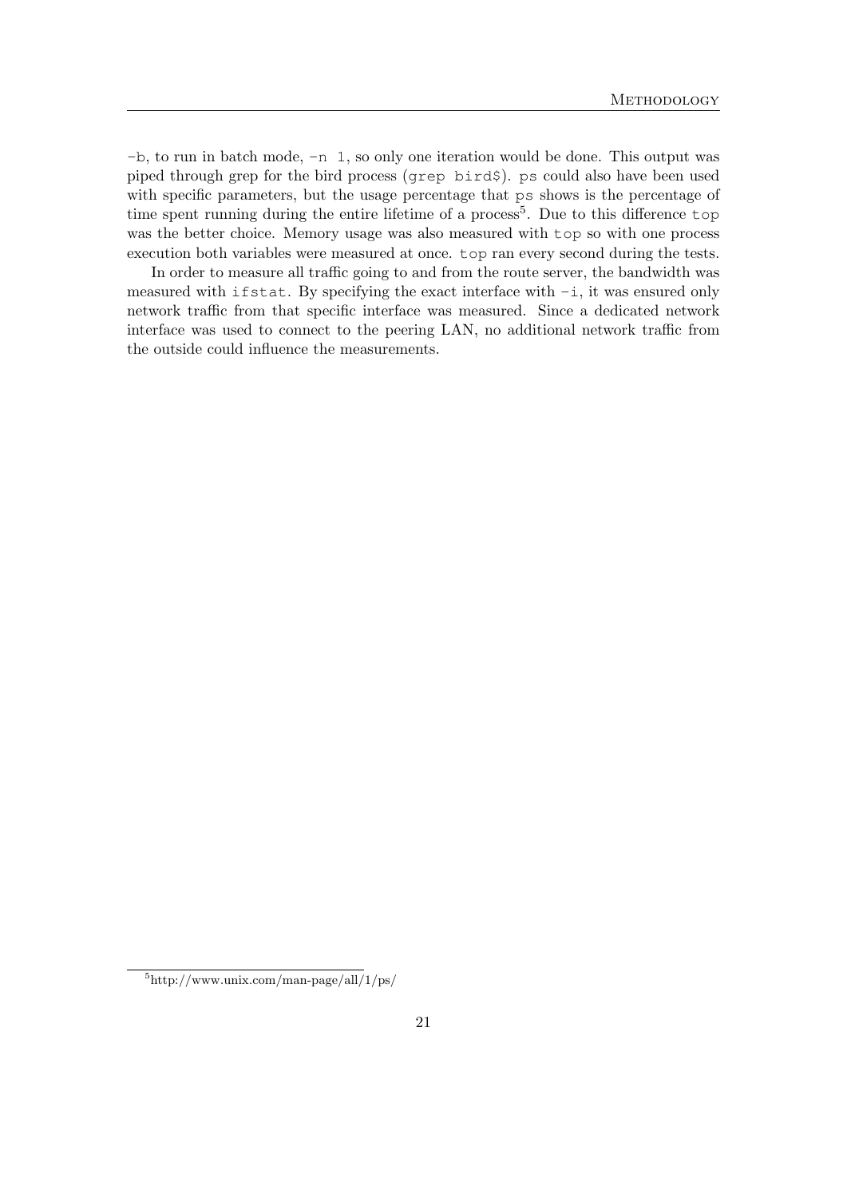`-b`, to run in batch mode, `-n 1`, so only one iteration would be done. This output was piped through grep for the bird process (`grep bird$`). `ps` could also have been used with specific parameters, but the usage percentage that `ps` shows is the percentage of time spent running during the entire lifetime of a process[5]. Due to this difference `top` was the better choice. Memory usage was also measured with `top` so with one process execution both variables were measured at once. `top` ran every second during the tests.

In order to measure all traffic going to and from the route server, the bandwidth was measured with `ifstat`. By specifying the exact interface with `-i`, it was ensured only network traffic from that specific interface was measured. Since a dedicated network interface was used to connect to the peering LAN, no additional network traffic from the outside could influence the measurements.

[5] http://www.unix.com/man-page/all/1/ps/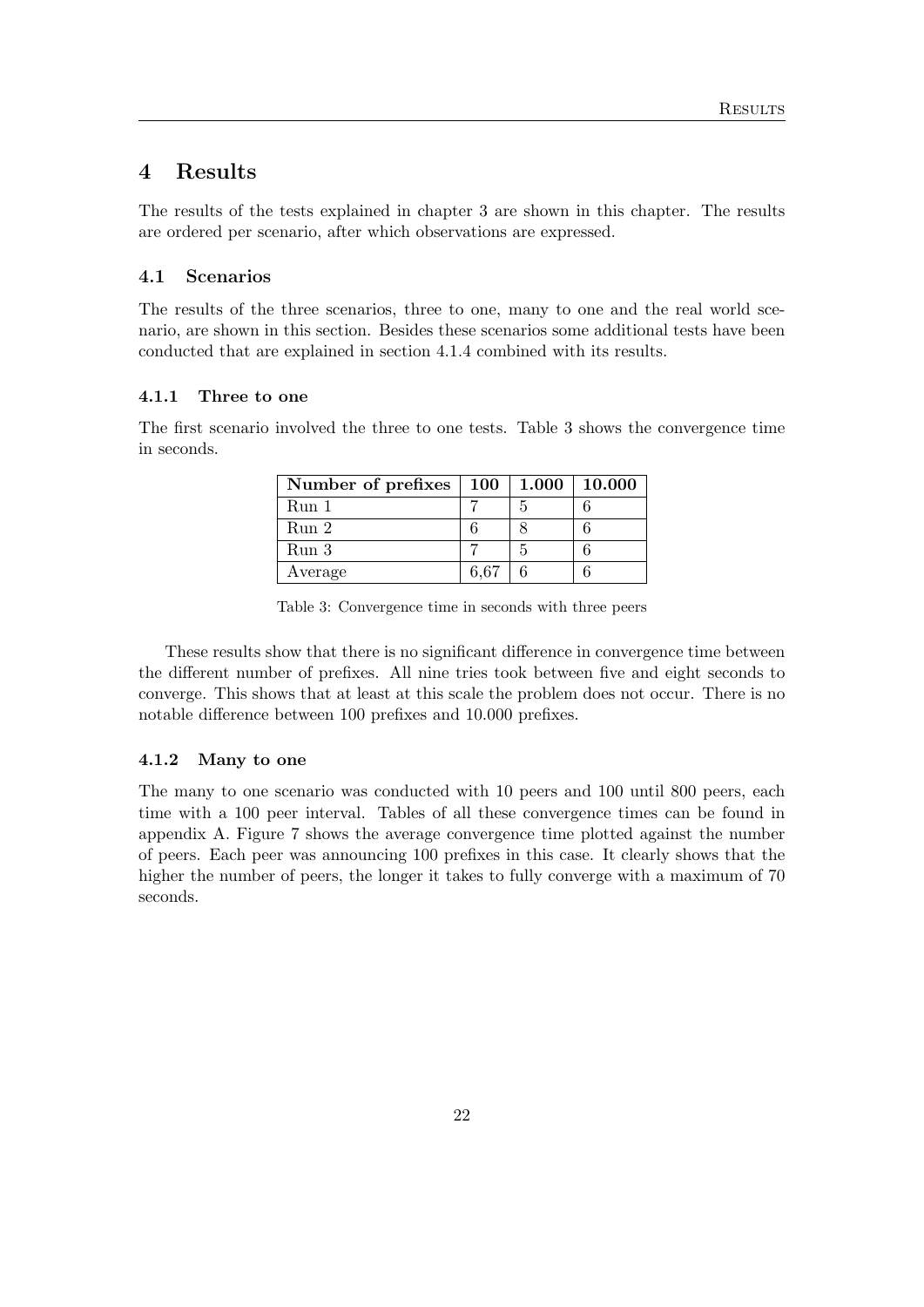# 4 Results

The results of the tests explained in chapter 3 are shown in this chapter. The results are ordered per scenario, after which observations are expressed.

## 4.1 Scenarios

The results of the three scenarios, three to one, many to one and the real world scenario, are shown in this section. Besides these scenarios some additional tests have been conducted that are explained in section 4.1.4 combined with its results.

### 4.1.1 Three to one

The first scenario involved the three to one tests. Table 3 shows the convergence time in seconds.

| Number of prefixes | 100 | 1.000 | 10.000 |
|---|---|---|---|
| Run 1 | 7 | 5 | 6 |
| Run 2 | 6 | 8 | 6 |
| Run 3 | 7 | 5 | 6 |
| Average | 6,67 | 6 | 6 |

Table 3: Convergence time in seconds with three peers

These results show that there is no significant difference in convergence time between the different number of prefixes. All nine tries took between five and eight seconds to converge. This shows that at least at this scale the problem does not occur. There is no notable difference between 100 prefixes and 10.000 prefixes.

### 4.1.2 Many to one

The many to one scenario was conducted with 10 peers and 100 until 800 peers, each time with a 100 peer interval. Tables of all these convergence times can be found in appendix A. Figure 7 shows the average convergence time plotted against the number of peers. Each peer was announcing 100 prefixes in this case. It clearly shows that the higher the number of peers, the longer it takes to fully converge with a maximum of 70 seconds.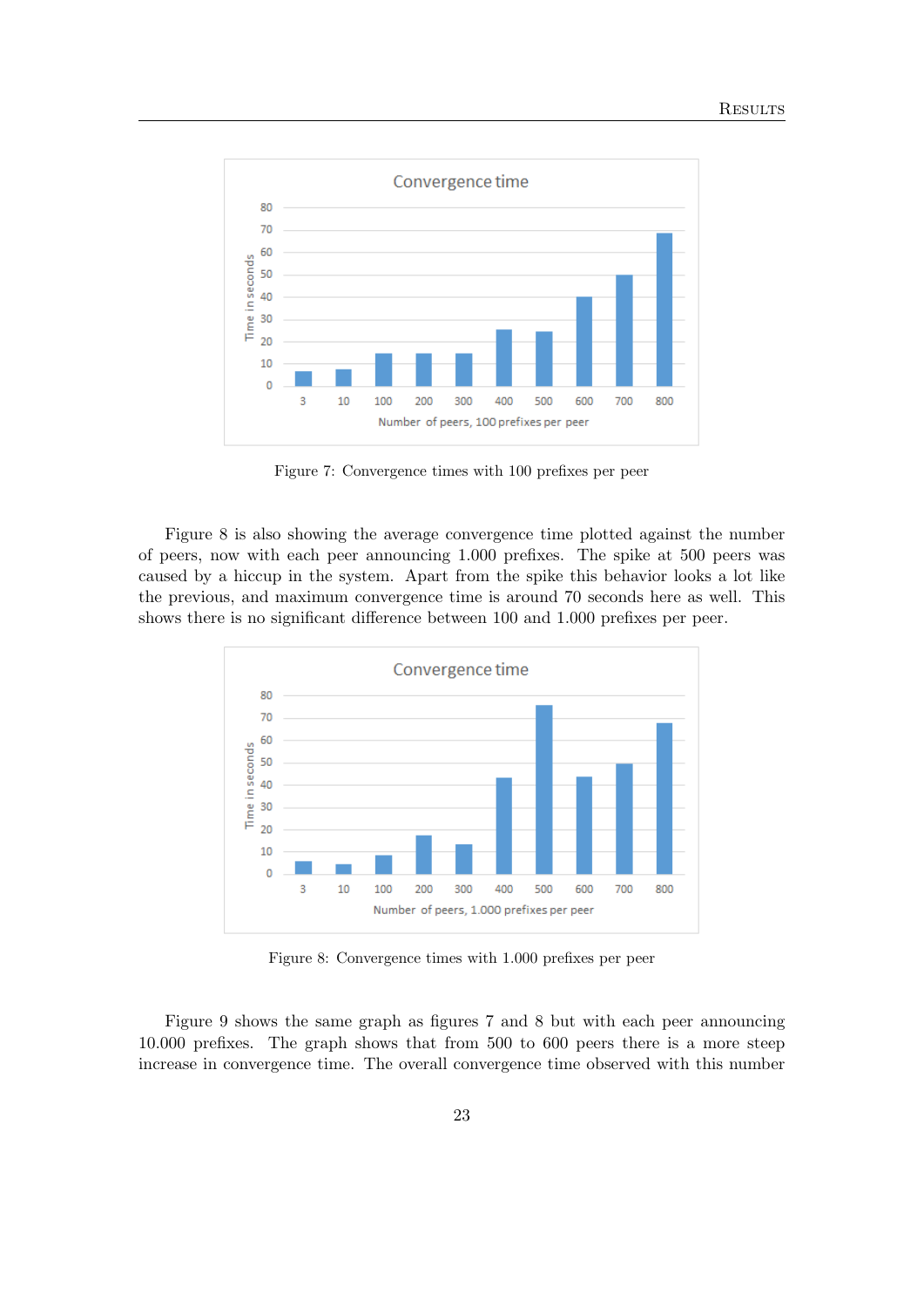Figure 7: Convergence times with 100 prefixes per peer

Figure 8 is also showing the average convergence time plotted against the number of peers, now with each peer announcing 1.000 prefixes. The spike at 500 peers was caused by a hiccup in the system. Apart from the spike this behavior looks a lot like the previous, and maximum convergence time is around 70 seconds here as well. This shows there is no significant difference between 100 and 1.000 prefixes per peer.

Figure 8: Convergence times with 1.000 prefixes per peer

Figure 9 shows the same graph as figures 7 and 8 but with each peer announcing 10.000 prefixes. The graph shows that from 500 to 600 peers there is a more steep increase in convergence time. The overall convergence time observed with this number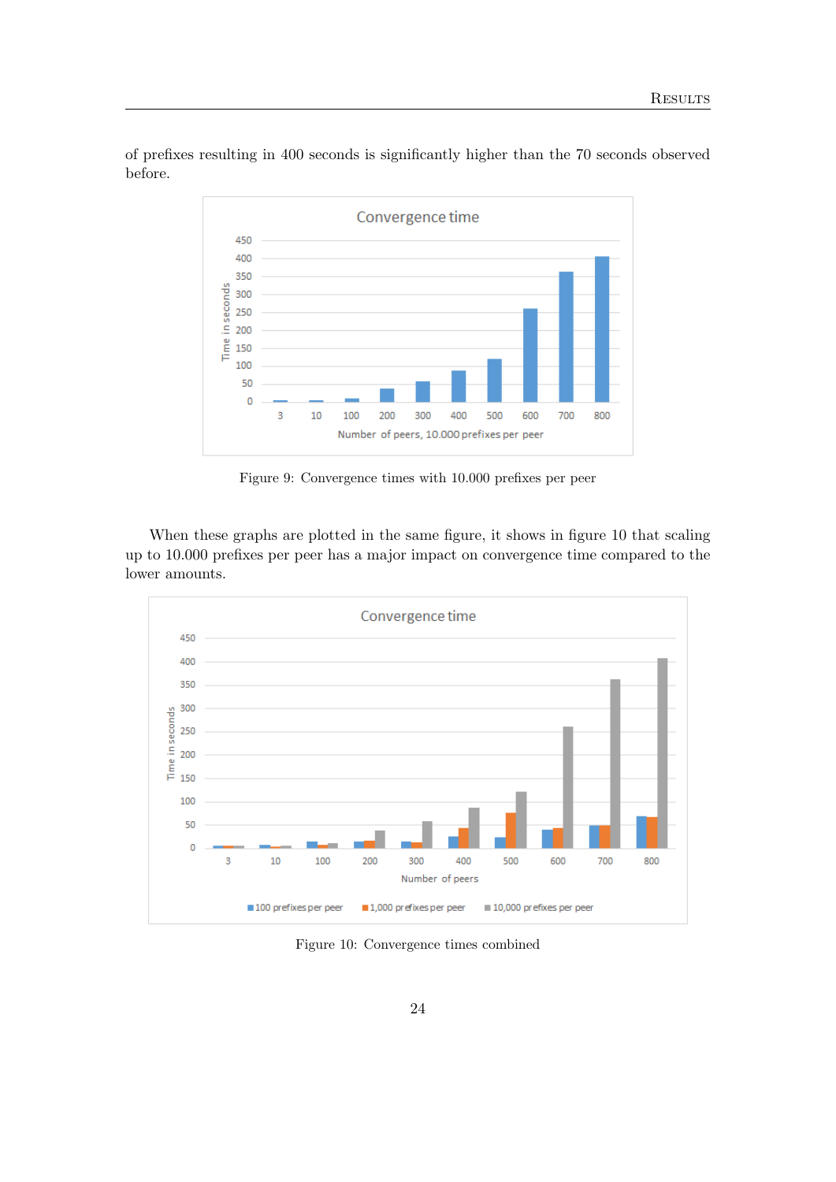of prefixes resulting in 400 seconds is significantly higher than the 70 seconds observed before.

Figure 9: Convergence times with 10.000 prefixes per peer

When these graphs are plotted in the same figure, it shows in figure 10 that scaling up to 10.000 prefixes per peer has a major impact on convergence time compared to the lower amounts.

Figure 10: Convergence times combined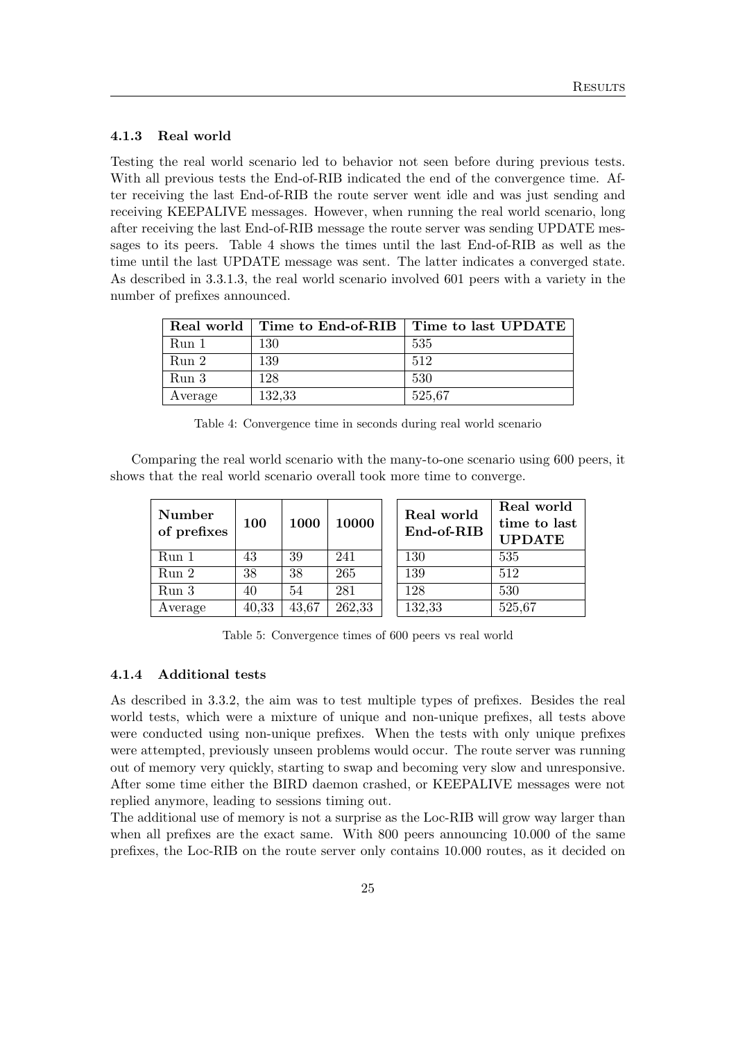### 4.1.3 Real world

Testing the real world scenario led to behavior not seen before during previous tests. With all previous tests the End-of-RIB indicated the end of the convergence time. After receiving the last End-of-RIB the route server went idle and was just sending and receiving KEEPALIVE messages. However, when running the real world scenario, long after receiving the last End-of-RIB message the route server was sending UPDATE messages to its peers. Table 4 shows the times until the last End-of-RIB as well as the time until the last UPDATE message was sent. The latter indicates a converged state. As described in 3.3.1.3, the real world scenario involved 601 peers with a variety in the number of prefixes announced.

| Real world | Time to End-of-RIB | Time to last UPDATE |
|---|---|---|
| Run 1 | 130 | 535 |
| Run 2 | 139 | 512 |
| Run 3 | 128 | 530 |
| Average | 132,33 | 525,67 |

Table 4: Convergence time in seconds during real world scenario

Comparing the real world scenario with the many-to-one scenario using 600 peers, it shows that the real world scenario overall took more time to converge.

| Number of prefixes | 100 | 1000 | 10000 | Real world End-of-RIB | Real world time to last UPDATE |
|---|---|---|---|---|---|
| Run 1 | 43 | 39 | 241 | 130 | 535 |
| Run 2 | 38 | 38 | 265 | 139 | 512 |
| Run 3 | 40 | 54 | 281 | 128 | 530 |
| Average | 40,33 | 43,67 | 262,33 | 132,33 | 525,67 |

Table 5: Convergence times of 600 peers vs real world

### 4.1.4 Additional tests

As described in 3.3.2, the aim was to test multiple types of prefixes. Besides the real world tests, which were a mixture of unique and non-unique prefixes, all tests above were conducted using non-unique prefixes. When the tests with only unique prefixes were attempted, previously unseen problems would occur. The route server was running out of memory very quickly, starting to swap and becoming very slow and unresponsive. After some time either the BIRD daemon crashed, or KEEPALIVE messages were not replied anymore, leading to sessions timing out.

The additional use of memory is not a surprise as the Loc-RIB will grow way larger than when all prefixes are the exact same. With 800 peers announcing 10.000 of the same prefixes, the Loc-RIB on the route server only contains 10.000 routes, as it decided on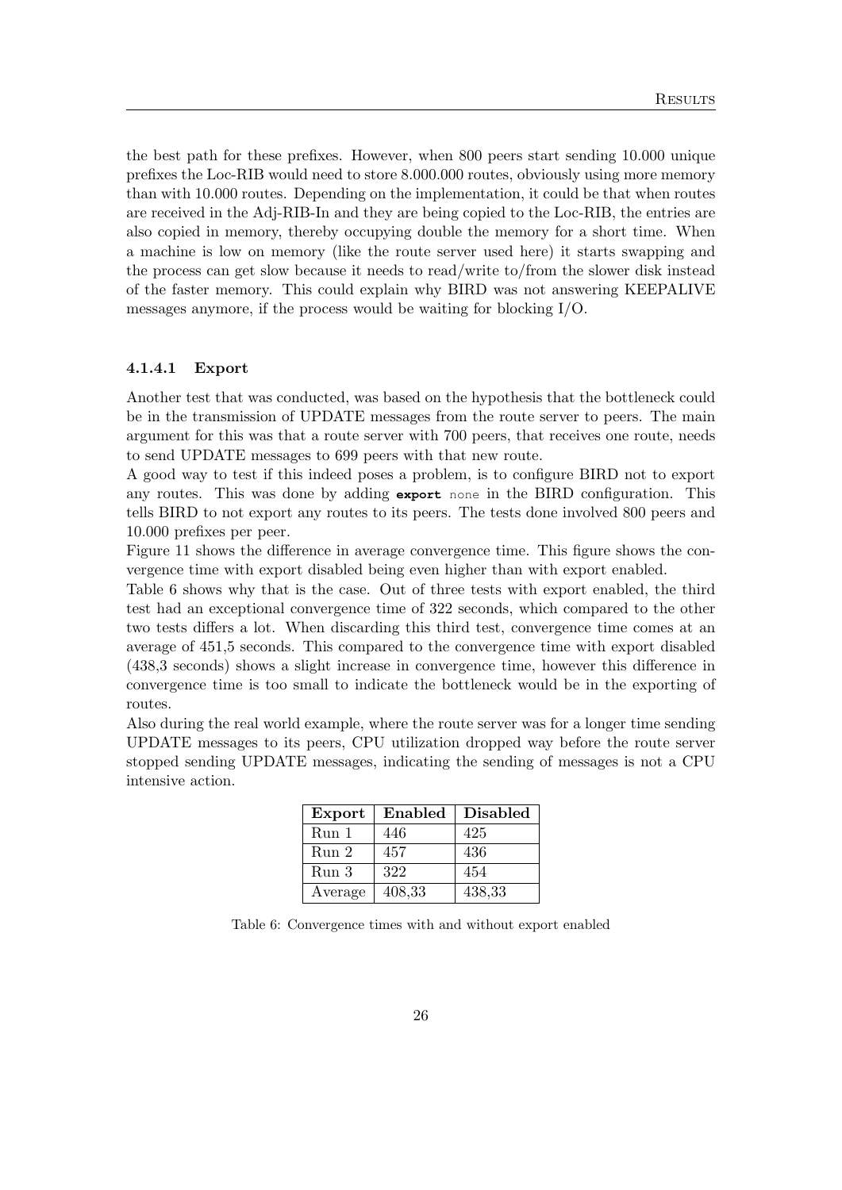the best path for these prefixes. However, when 800 peers start sending 10.000 unique prefixes the Loc-RIB would need to store 8.000.000 routes, obviously using more memory than with 10.000 routes. Depending on the implementation, it could be that when routes are received in the Adj-RIB-In and they are being copied to the Loc-RIB, the entries are also copied in memory, thereby occupying double the memory for a short time. When a machine is low on memory (like the route server used here) it starts swapping and the process can get slow because it needs to read/write to/from the slower disk instead of the faster memory. This could explain why BIRD was not answering KEEPALIVE messages anymore, if the process would be waiting for blocking I/O.

#### 4.1.4.1 Export

Another test that was conducted, was based on the hypothesis that the bottleneck could be in the transmission of UPDATE messages from the route server to peers. The main argument for this was that a route server with 700 peers, that receives one route, needs to send UPDATE messages to 699 peers with that new route.

A good way to test if this indeed poses a problem, is to configure BIRD not to export any routes. This was done by adding `export none` in the BIRD configuration. This tells BIRD to not export any routes to its peers. The tests done involved 800 peers and 10.000 prefixes per peer.

Figure 11 shows the difference in average convergence time. This figure shows the convergence time with export disabled being even higher than with export enabled.

Table 6 shows why that is the case. Out of three tests with export enabled, the third test had an exceptional convergence time of 322 seconds, which compared to the other two tests differs a lot. When discarding this third test, convergence time comes at an average of 451,5 seconds. This compared to the convergence time with export disabled (438,3 seconds) shows a slight increase in convergence time, however this difference in convergence time is too small to indicate the bottleneck would be in the exporting of routes.

Also during the real world example, where the route server was for a longer time sending UPDATE messages to its peers, CPU utilization dropped way before the route server stopped sending UPDATE messages, indicating the sending of messages is not a CPU intensive action.

| Export | Enabled | Disabled |
|---|---|---|
| Run 1 | 446 | 425 |
| Run 2 | 457 | 436 |
| Run 3 | 322 | 454 |
| Average | 408,33 | 438,33 |

Table 6: Convergence times with and without export enabled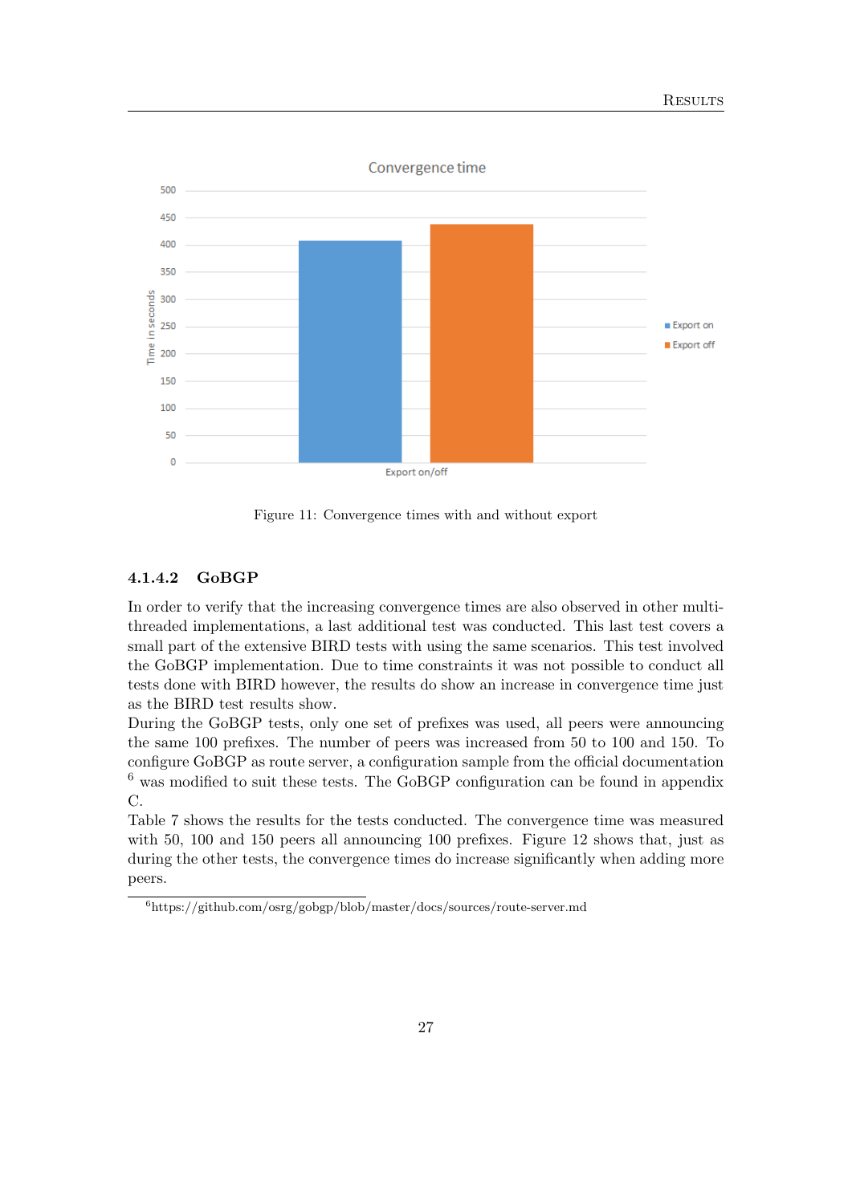Figure 11: Convergence times with and without export

#### 4.1.4.2 GoBGP

In order to verify that the increasing convergence times are also observed in other multi-threaded implementations, a last additional test was conducted. This last test covers a small part of the extensive BIRD tests with using the same scenarios. This test involved the GoBGP implementation. Due to time constraints it was not possible to conduct all tests done with BIRD however, the results do show an increase in convergence time just as the BIRD test results show.

During the GoBGP tests, only one set of prefixes was used, all peers were announcing the same 100 prefixes. The number of peers was increased from 50 to 100 and 150. To configure GoBGP as route server, a configuration sample from the official documentation [6] was modified to suit these tests. The GoBGP configuration can be found in appendix C.

Table 7 shows the results for the tests conducted. The convergence time was measured with 50, 100 and 150 peers all announcing 100 prefixes. Figure 12 shows that, just as during the other tests, the convergence times do increase significantly when adding more peers.

[6] https://github.com/osrg/gobgp/blob/master/docs/sources/route-server.md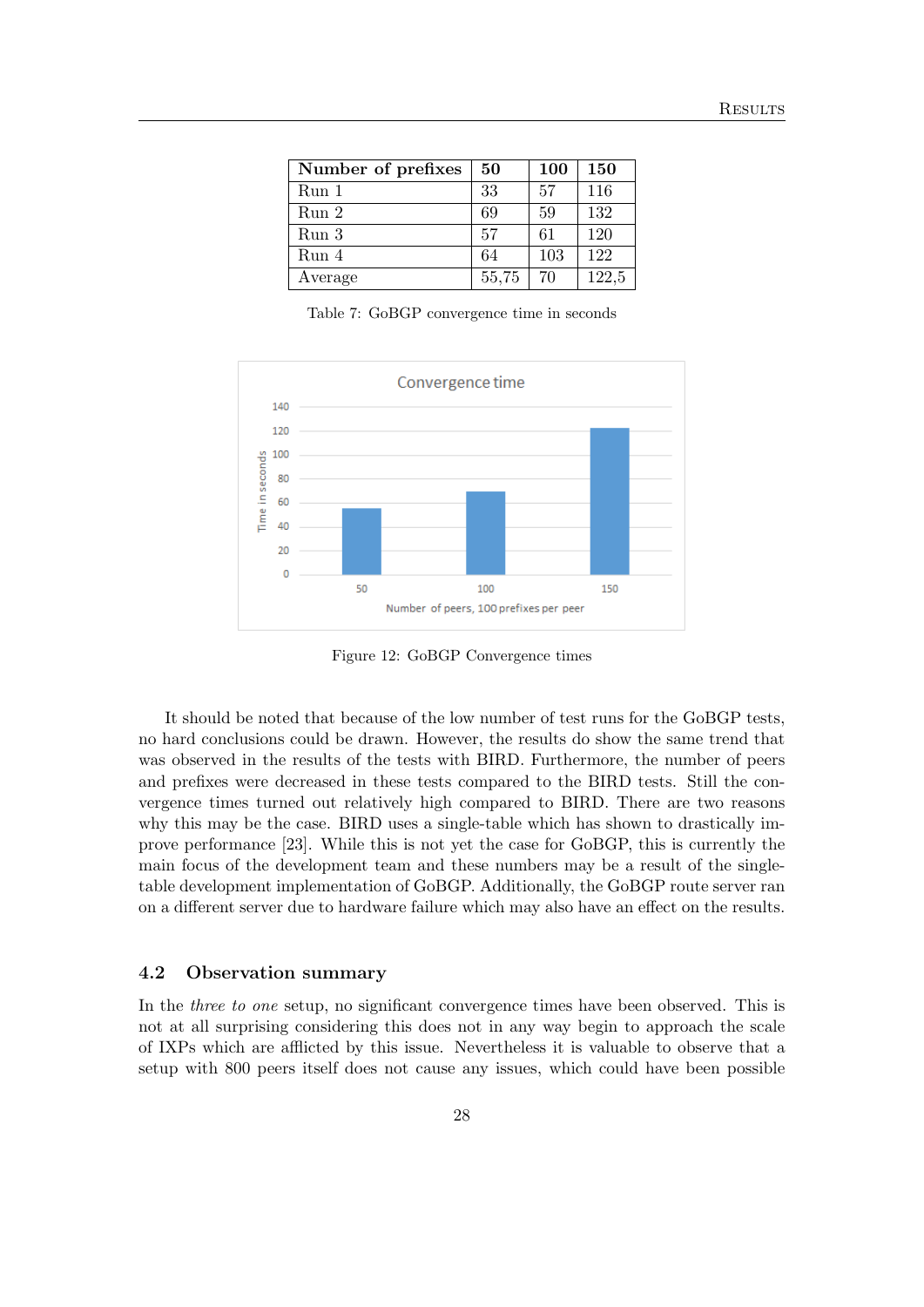| Number of prefixes | 50 | 100 | 150 |
|---|---|---|---|
| Run 1 | 33 | 57 | 116 |
| Run 2 | 69 | 59 | 132 |
| Run 3 | 57 | 61 | 120 |
| Run 4 | 64 | 103 | 122 |
| Average | 55,75 | 70 | 122,5 |

Table 7: GoBGP convergence time in seconds

Figure 12: GoBGP Convergence times

It should be noted that because of the low number of test runs for the GoBGP tests, no hard conclusions could be drawn. However, the results do show the same trend that was observed in the results of the tests with BIRD. Furthermore, the number of peers and prefixes were decreased in these tests compared to the BIRD tests. Still the convergence times turned out relatively high compared to BIRD. There are two reasons why this may be the case. BIRD uses a single-table which has shown to drastically improve performance [23]. While this is not yet the case for GoBGP, this is currently the main focus of the development team and these numbers may be a result of the single-table development implementation of GoBGP. Additionally, the GoBGP route server ran on a different server due to hardware failure which may also have an effect on the results.

### 4.2 Observation summary

In the *three to one* setup, no significant convergence times have been observed. This is not at all surprising considering this does not in any way begin to approach the scale of IXPs which are afflicted by this issue. Nevertheless it is valuable to observe that a setup with 800 peers itself does not cause any issues, which could have been possible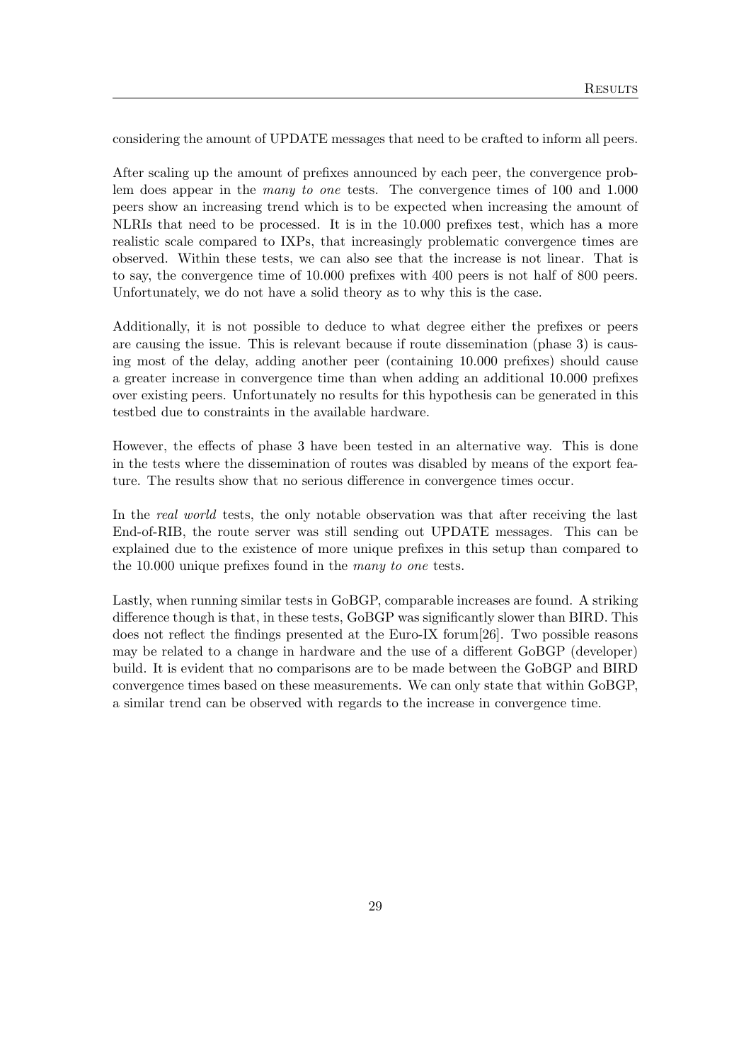considering the amount of UPDATE messages that need to be crafted to inform all peers.

After scaling up the amount of prefixes announced by each peer, the convergence problem does appear in the *many to one* tests. The convergence times of 100 and 1.000 peers show an increasing trend which is to be expected when increasing the amount of NLRIs that need to be processed. It is in the 10.000 prefixes test, which has a more realistic scale compared to IXPs, that increasingly problematic convergence times are observed. Within these tests, we can also see that the increase is not linear. That is to say, the convergence time of 10.000 prefixes with 400 peers is not half of 800 peers. Unfortunately, we do not have a solid theory as to why this is the case.

Additionally, it is not possible to deduce to what degree either the prefixes or peers are causing the issue. This is relevant because if route dissemination (phase 3) is causing most of the delay, adding another peer (containing 10.000 prefixes) should cause a greater increase in convergence time than when adding an additional 10.000 prefixes over existing peers. Unfortunately no results for this hypothesis can be generated in this testbed due to constraints in the available hardware.

However, the effects of phase 3 have been tested in an alternative way. This is done in the tests where the dissemination of routes was disabled by means of the export feature. The results show that no serious difference in convergence times occur.

In the *real world* tests, the only notable observation was that after receiving the last End-of-RIB, the route server was still sending out UPDATE messages. This can be explained due to the existence of more unique prefixes in this setup than compared to the 10.000 unique prefixes found in the *many to one* tests.

Lastly, when running similar tests in GoBGP, comparable increases are found. A striking difference though is that, in these tests, GoBGP was significantly slower than BIRD. This does not reflect the findings presented at the Euro-IX forum[26]. Two possible reasons may be related to a change in hardware and the use of a different GoBGP (developer) build. It is evident that no comparisons are to be made between the GoBGP and BIRD convergence times based on these measurements. We can only state that within GoBGP, a similar trend can be observed with regards to the increase in convergence time.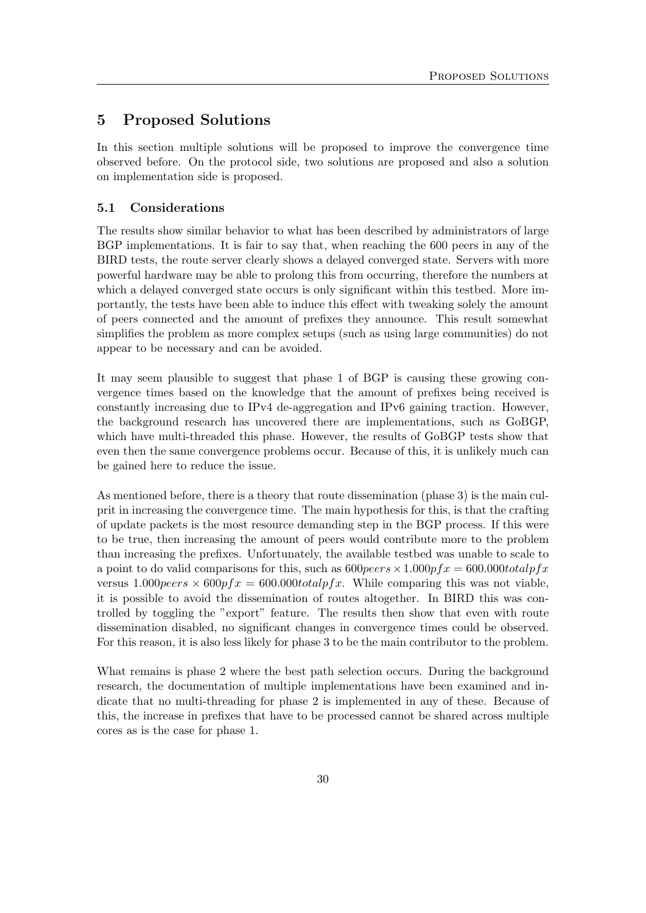# 5 Proposed Solutions

In this section multiple solutions will be proposed to improve the convergence time observed before. On the protocol side, two solutions are proposed and also a solution on implementation side is proposed.

## 5.1 Considerations

The results show similar behavior to what has been described by administrators of large BGP implementations. It is fair to say that, when reaching the 600 peers in any of the BIRD tests, the route server clearly shows a delayed converged state. Servers with more powerful hardware may be able to prolong this from occurring, therefore the numbers at which a delayed converged state occurs is only significant within this testbed. More importantly, the tests have been able to induce this effect with tweaking solely the amount of peers connected and the amount of prefixes they announce. This result somewhat simplifies the problem as more complex setups (such as using large communities) do not appear to be necessary and can be avoided.

It may seem plausible to suggest that phase 1 of BGP is causing these growing convergence times based on the knowledge that the amount of prefixes being received is constantly increasing due to IPv4 de-aggregation and IPv6 gaining traction. However, the background research has uncovered there are implementations, such as GoBGP, which have multi-threaded this phase. However, the results of GoBGP tests show that even then the same convergence problems occur. Because of this, it is unlikely much can be gained here to reduce the issue.

As mentioned before, there is a theory that route dissemination (phase 3) is the main culprit in increasing the convergence time. The main hypothesis for this, is that the crafting of update packets is the most resource demanding step in the BGP process. If this were to be true, then increasing the amount of peers would contribute more to the problem than increasing the prefixes. Unfortunately, the available testbed was unable to scale to a point to do valid comparisons for this, such as $600peers \times 1.000pfx = 600.000totalpfx$ versus $1.000peers \times 600pfx = 600.000totalpfx$. While comparing this was not viable, it is possible to avoid the dissemination of routes altogether. In BIRD this was controlled by toggling the "export" feature. The results then show that even with route dissemination disabled, no significant changes in convergence times could be observed. For this reason, it is also less likely for phase 3 to be the main contributor to the problem.

What remains is phase 2 where the best path selection occurs. During the background research, the documentation of multiple implementations have been examined and indicate that no multi-threading for phase 2 is implemented in any of these. Because of this, the increase in prefixes that have to be processed cannot be shared across multiple cores as is the case for phase 1.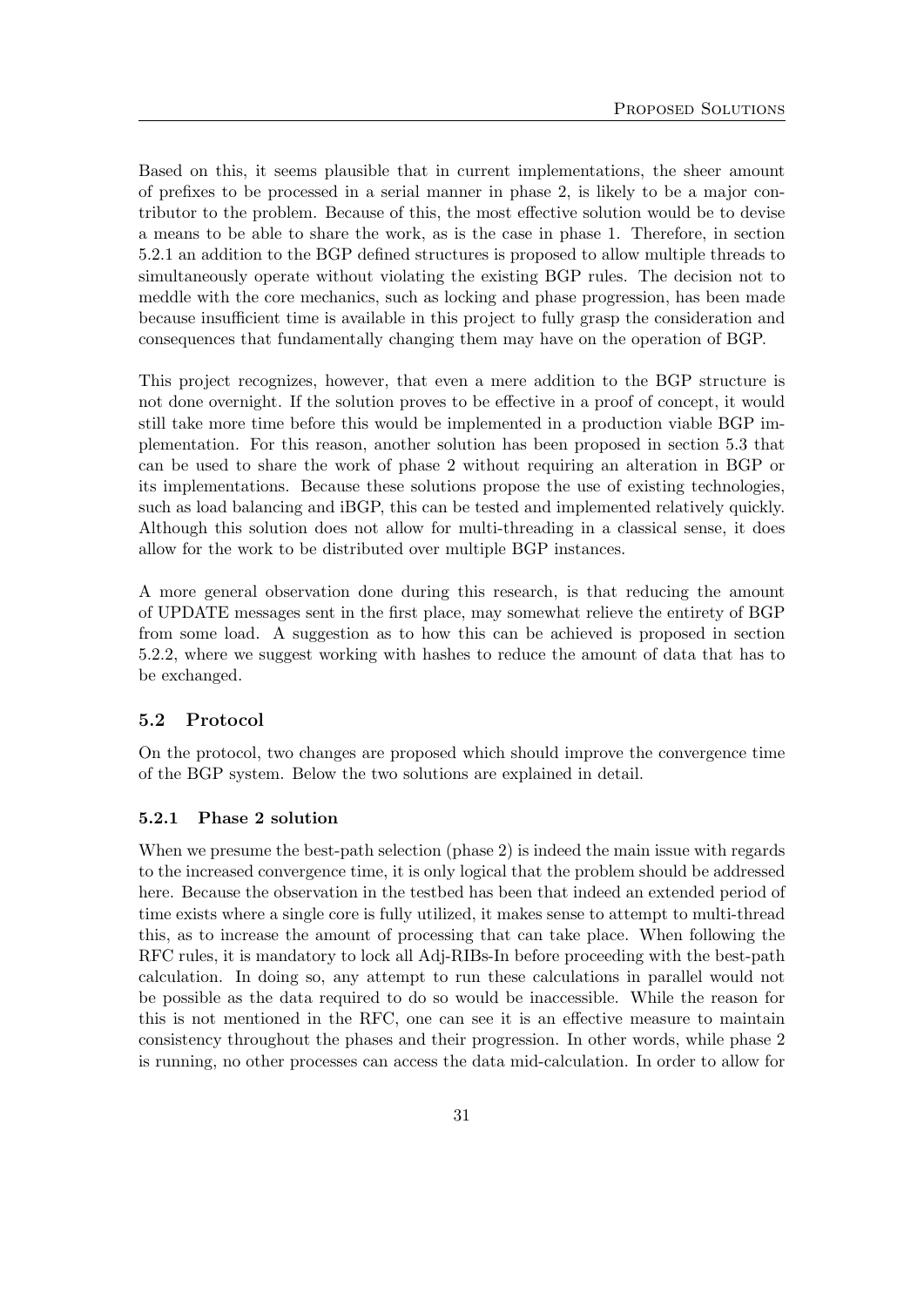Based on this, it seems plausible that in current implementations, the sheer amount of prefixes to be processed in a serial manner in phase 2, is likely to be a major contributor to the problem. Because of this, the most effective solution would be to devise a means to be able to share the work, as is the case in phase 1. Therefore, in section 5.2.1 an addition to the BGP defined structures is proposed to allow multiple threads to simultaneously operate without violating the existing BGP rules. The decision not to meddle with the core mechanics, such as locking and phase progression, has been made because insufficient time is available in this project to fully grasp the consideration and consequences that fundamentally changing them may have on the operation of BGP.

This project recognizes, however, that even a mere addition to the BGP structure is not done overnight. If the solution proves to be effective in a proof of concept, it would still take more time before this would be implemented in a production viable BGP implementation. For this reason, another solution has been proposed in section 5.3 that can be used to share the work of phase 2 without requiring an alteration in BGP or its implementations. Because these solutions propose the use of existing technologies, such as load balancing and iBGP, this can be tested and implemented relatively quickly. Although this solution does not allow for multi-threading in a classical sense, it does allow for the work to be distributed over multiple BGP instances.

A more general observation done during this research, is that reducing the amount of UPDATE messages sent in the first place, may somewhat relieve the entirety of BGP from some load. A suggestion as to how this can be achieved is proposed in section 5.2.2, where we suggest working with hashes to reduce the amount of data that has to be exchanged.

## 5.2 Protocol

On the protocol, two changes are proposed which should improve the convergence time of the BGP system. Below the two solutions are explained in detail.

### 5.2.1 Phase 2 solution

When we presume the best-path selection (phase 2) is indeed the main issue with regards to the increased convergence time, it is only logical that the problem should be addressed here. Because the observation in the testbed has been that indeed an extended period of time exists where a single core is fully utilized, it makes sense to attempt to multi-thread this, as to increase the amount of processing that can take place. When following the RFC rules, it is mandatory to lock all Adj-RIBs-In before proceeding with the best-path calculation. In doing so, any attempt to run these calculations in parallel would not be possible as the data required to do so would be inaccessible. While the reason for this is not mentioned in the RFC, one can see it is an effective measure to maintain consistency throughout the phases and their progression. In other words, while phase 2 is running, no other processes can access the data mid-calculation. In order to allow for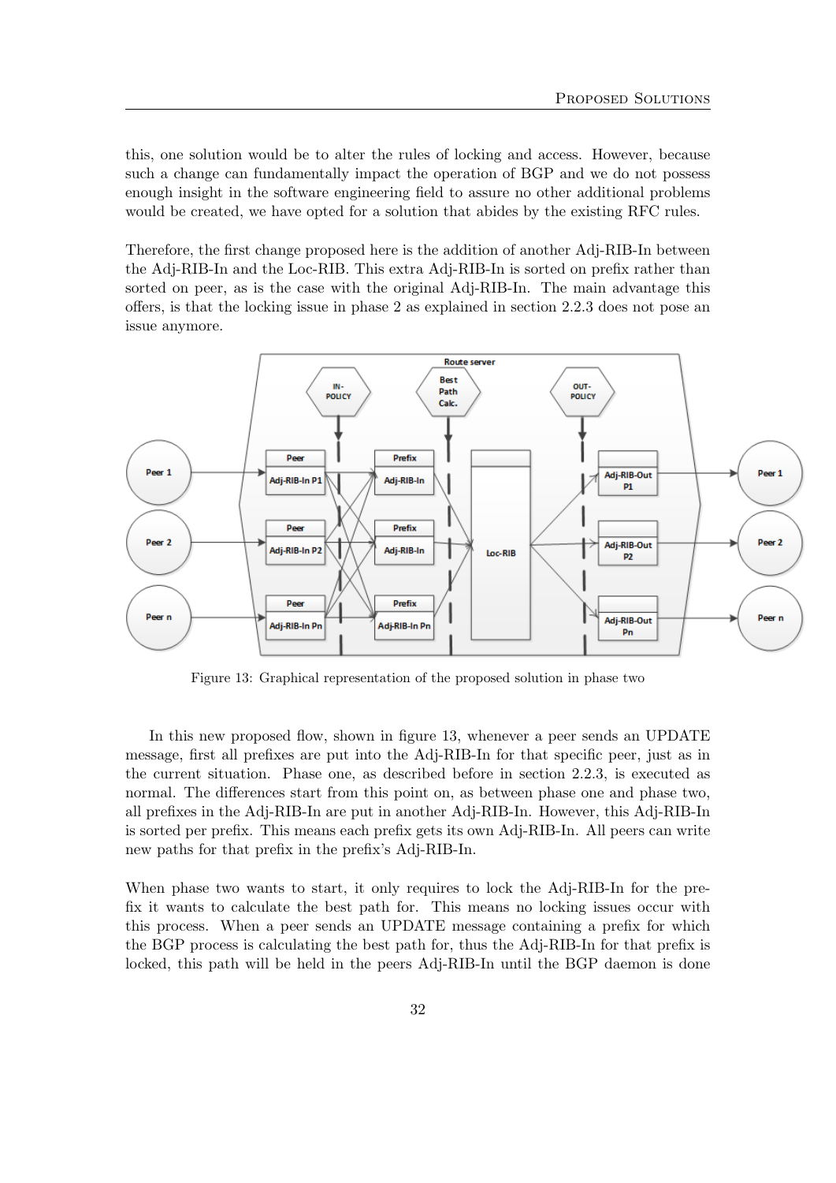this, one solution would be to alter the rules of locking and access. However, because such a change can fundamentally impact the operation of BGP and we do not possess enough insight in the software engineering field to assure no other additional problems would be created, we have opted for a solution that abides by the existing RFC rules.

Therefore, the first change proposed here is the addition of another Adj-RIB-In between the Adj-RIB-In and the Loc-RIB. This extra Adj-RIB-In is sorted on prefix rather than sorted on peer, as is the case with the original Adj-RIB-In. The main advantage this offers, is that the locking issue in phase 2 as explained in section 2.2.3 does not pose an issue anymore.

Figure 13: Graphical representation of the proposed solution in phase two

In this new proposed flow, shown in figure 13, whenever a peer sends an UPDATE message, first all prefixes are put into the Adj-RIB-In for that specific peer, just as in the current situation. Phase one, as described before in section 2.2.3, is executed as normal. The differences start from this point on, as between phase one and phase two, all prefixes in the Adj-RIB-In are put in another Adj-RIB-In. However, this Adj-RIB-In is sorted per prefix. This means each prefix gets its own Adj-RIB-In. All peers can write new paths for that prefix in the prefix's Adj-RIB-In.

When phase two wants to start, it only requires to lock the Adj-RIB-In for the prefix it wants to calculate the best path for. This means no locking issues occur with this process. When a peer sends an UPDATE message containing a prefix for which the BGP process is calculating the best path for, thus the Adj-RIB-In for that prefix is locked, this path will be held in the peers Adj-RIB-In until the BGP daemon is done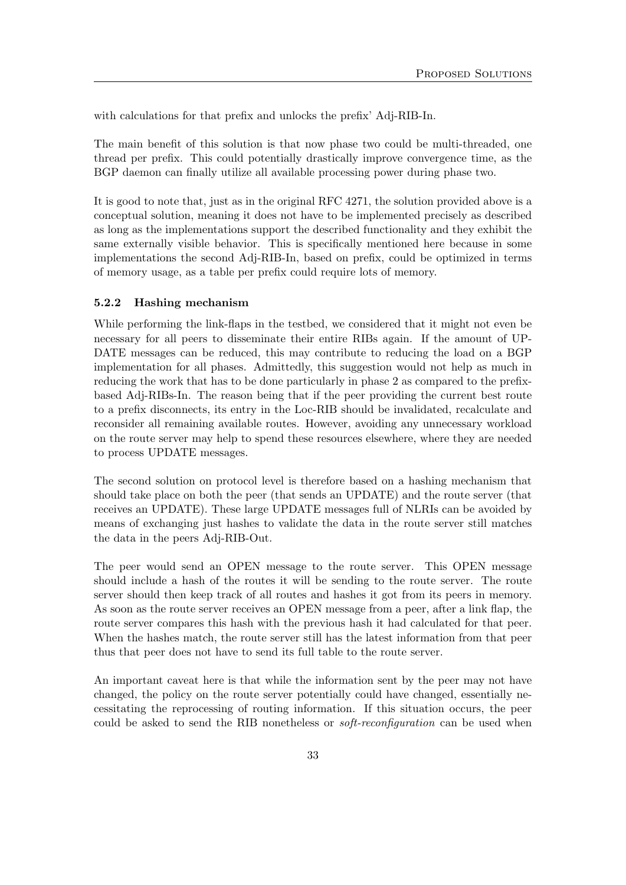with calculations for that prefix and unlocks the prefix' Adj-RIB-In.

The main benefit of this solution is that now phase two could be multi-threaded, one thread per prefix. This could potentially drastically improve convergence time, as the BGP daemon can finally utilize all available processing power during phase two.

It is good to note that, just as in the original RFC 4271, the solution provided above is a conceptual solution, meaning it does not have to be implemented precisely as described as long as the implementations support the described functionality and they exhibit the same externally visible behavior. This is specifically mentioned here because in some implementations the second Adj-RIB-In, based on prefix, could be optimized in terms of memory usage, as a table per prefix could require lots of memory.

### 5.2.2 Hashing mechanism

While performing the link-flaps in the testbed, we considered that it might not even be necessary for all peers to disseminate their entire RIBs again. If the amount of UPDATE messages can be reduced, this may contribute to reducing the load on a BGP implementation for all phases. Admittedly, this suggestion would not help as much in reducing the work that has to be done particularly in phase 2 as compared to the prefix-based Adj-RIBs-In. The reason being that if the peer providing the current best route to a prefix disconnects, its entry in the Loc-RIB should be invalidated, recalculate and reconsider all remaining available routes. However, avoiding any unnecessary workload on the route server may help to spend these resources elsewhere, where they are needed to process UPDATE messages.

The second solution on protocol level is therefore based on a hashing mechanism that should take place on both the peer (that sends an UPDATE) and the route server (that receives an UPDATE). These large UPDATE messages full of NLRIs can be avoided by means of exchanging just hashes to validate the data in the route server still matches the data in the peers Adj-RIB-Out.

The peer would send an OPEN message to the route server. This OPEN message should include a hash of the routes it will be sending to the route server. The route server should then keep track of all routes and hashes it got from its peers in memory. As soon as the route server receives an OPEN message from a peer, after a link flap, the route server compares this hash with the previous hash it had calculated for that peer. When the hashes match, the route server still has the latest information from that peer thus that peer does not have to send its full table to the route server.

An important caveat here is that while the information sent by the peer may not have changed, the policy on the route server potentially could have changed, essentially necessitating the reprocessing of routing information. If this situation occurs, the peer could be asked to send the RIB nonetheless or *soft-reconfiguration* can be used when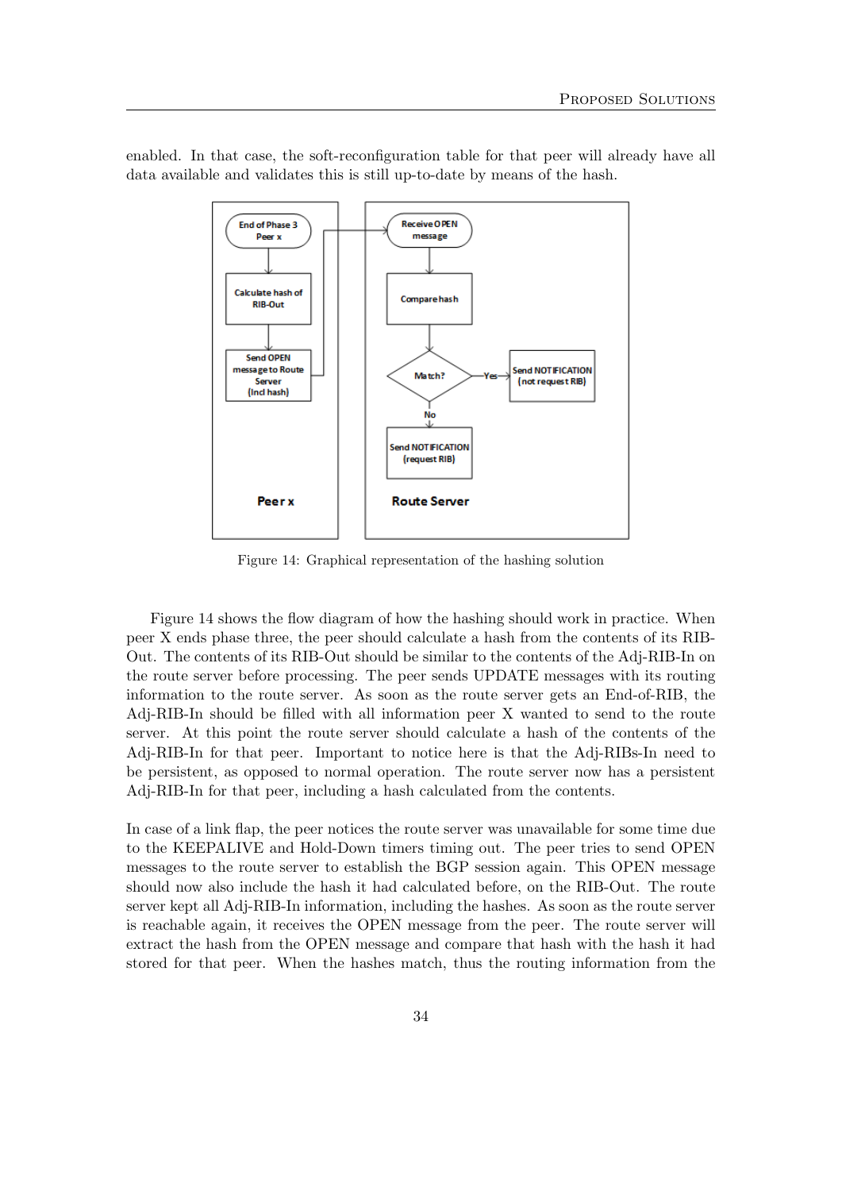enabled. In that case, the soft-reconfiguration table for that peer will already have all data available and validates this is still up-to-date by means of the hash.

Figure 14: Graphical representation of the hashing solution

Figure 14 shows the flow diagram of how the hashing should work in practice. When peer X ends phase three, the peer should calculate a hash from the contents of its RIB-Out. The contents of its RIB-Out should be similar to the contents of the Adj-RIB-In on the route server before processing. The peer sends UPDATE messages with its routing information to the route server. As soon as the route server gets an End-of-RIB, the Adj-RIB-In should be filled with all information peer X wanted to send to the route server. At this point the route server should calculate a hash of the contents of the Adj-RIB-In for that peer. Important to notice here is that the Adj-RIBs-In need to be persistent, as opposed to normal operation. The route server now has a persistent Adj-RIB-In for that peer, including a hash calculated from the contents.

In case of a link flap, the peer notices the route server was unavailable for some time due to the KEEPALIVE and Hold-Down timers timing out. The peer tries to send OPEN messages to the route server to establish the BGP session again. This OPEN message should now also include the hash it had calculated before, on the RIB-Out. The route server kept all Adj-RIB-In information, including the hashes. As soon as the route server is reachable again, it receives the OPEN message from the peer. The route server will extract the hash from the OPEN message and compare that hash with the hash it had stored for that peer. When the hashes match, thus the routing information from the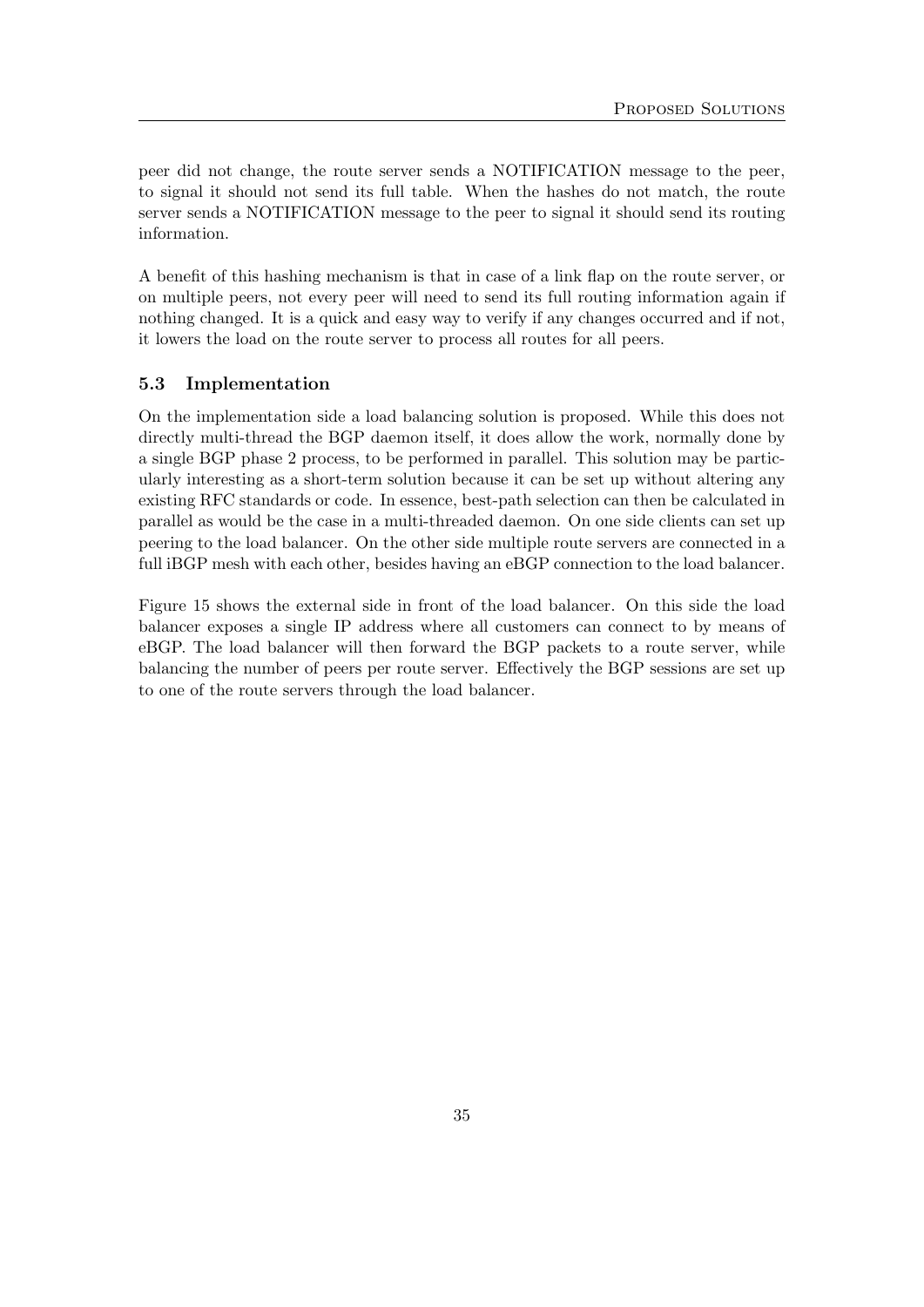peer did not change, the route server sends a NOTIFICATION message to the peer, to signal it should not send its full table. When the hashes do not match, the route server sends a NOTIFICATION message to the peer to signal it should send its routing information.

A benefit of this hashing mechanism is that in case of a link flap on the route server, or on multiple peers, not every peer will need to send its full routing information again if nothing changed. It is a quick and easy way to verify if any changes occurred and if not, it lowers the load on the route server to process all routes for all peers.

### 5.3 Implementation

On the implementation side a load balancing solution is proposed. While this does not directly multi-thread the BGP daemon itself, it does allow the work, normally done by a single BGP phase 2 process, to be performed in parallel. This solution may be particularly interesting as a short-term solution because it can be set up without altering any existing RFC standards or code. In essence, best-path selection can then be calculated in parallel as would be the case in a multi-threaded daemon. On one side clients can set up peering to the load balancer. On the other side multiple route servers are connected in a full iBGP mesh with each other, besides having an eBGP connection to the load balancer.

Figure 15 shows the external side in front of the load balancer. On this side the load balancer exposes a single IP address where all customers can connect to by means of eBGP. The load balancer will then forward the BGP packets to a route server, while balancing the number of peers per route server. Effectively the BGP sessions are set up to one of the route servers through the load balancer.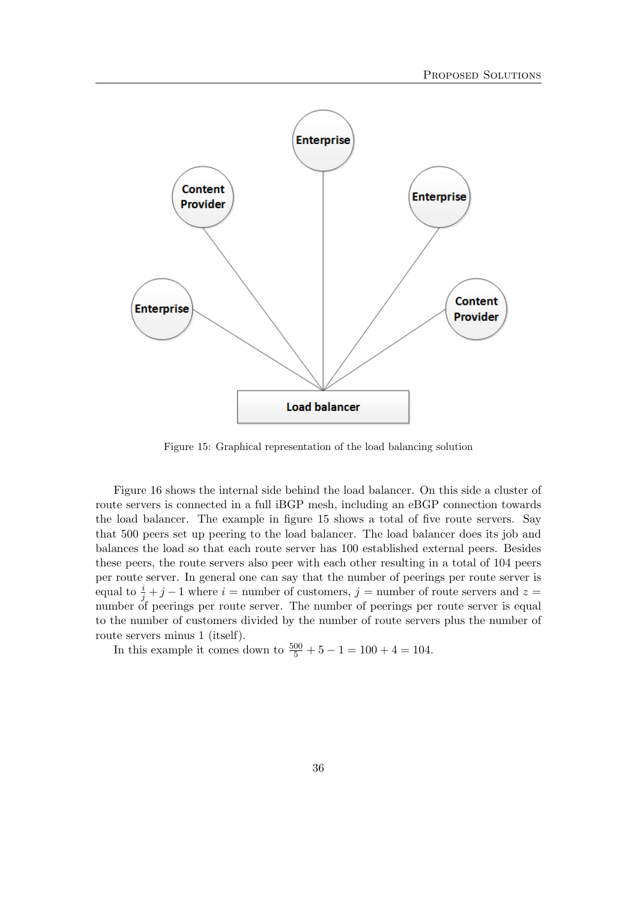Figure 15: Graphical representation of the load balancing solution

Figure 16 shows the internal side behind the load balancer. On this side a cluster of route servers is connected in a full iBGP mesh, including an eBGP connection towards the load balancer. The example in figure 15 shows a total of five route servers. Say that 500 peers set up peering to the load balancer. The load balancer does its job and balances the load so that each route server has 100 established external peers. Besides these peers, the route servers also peer with each other resulting in a total of 104 peers per route server. In general one can say that the number of peerings per route server is equal to $\frac{i}{j} + j - 1$ where $i$ = number of customers, $j$ = number of route servers and $z$ = number of peerings per route server. The number of peerings per route server is equal to the number of customers divided by the number of route servers plus the number of route servers minus 1 (itself).

In this example it comes down to $\frac{500}{5} + 5 - 1 = 100 + 4 = 104$.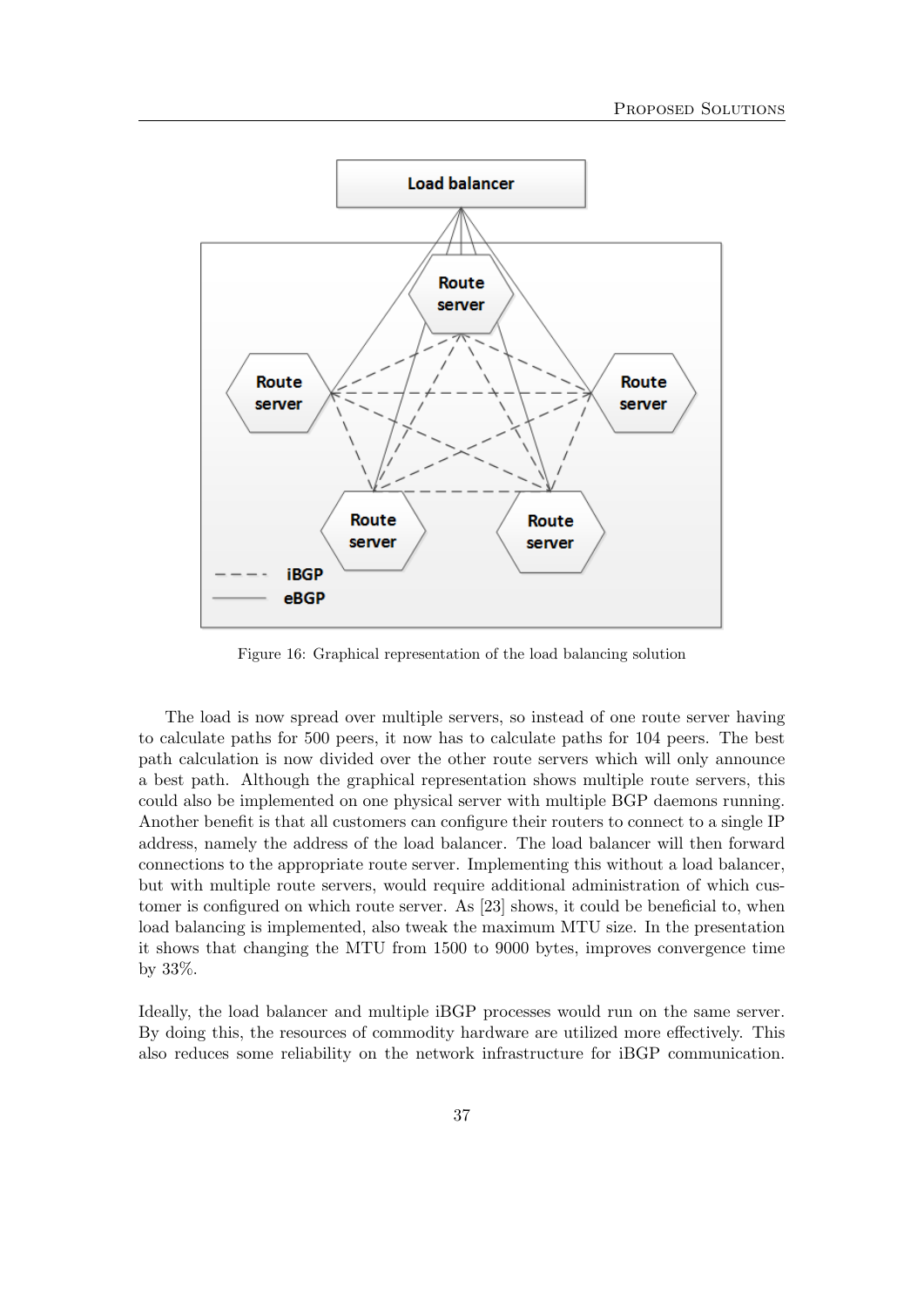Figure 16: Graphical representation of the load balancing solution

The load is now spread over multiple servers, so instead of one route server having to calculate paths for 500 peers, it now has to calculate paths for 104 peers. The best path calculation is now divided over the other route servers which will only announce a best path. Although the graphical representation shows multiple route servers, this could also be implemented on one physical server with multiple BGP daemons running. Another benefit is that all customers can configure their routers to connect to a single IP address, namely the address of the load balancer. The load balancer will then forward connections to the appropriate route server. Implementing this without a load balancer, but with multiple route servers, would require additional administration of which customer is configured on which route server. As [23] shows, it could be beneficial to, when load balancing is implemented, also tweak the maximum MTU size. In the presentation it shows that changing the MTU from 1500 to 9000 bytes, improves convergence time by 33%.

Ideally, the load balancer and multiple iBGP processes would run on the same server. By doing this, the resources of commodity hardware are utilized more effectively. This also reduces some reliability on the network infrastructure for iBGP communication.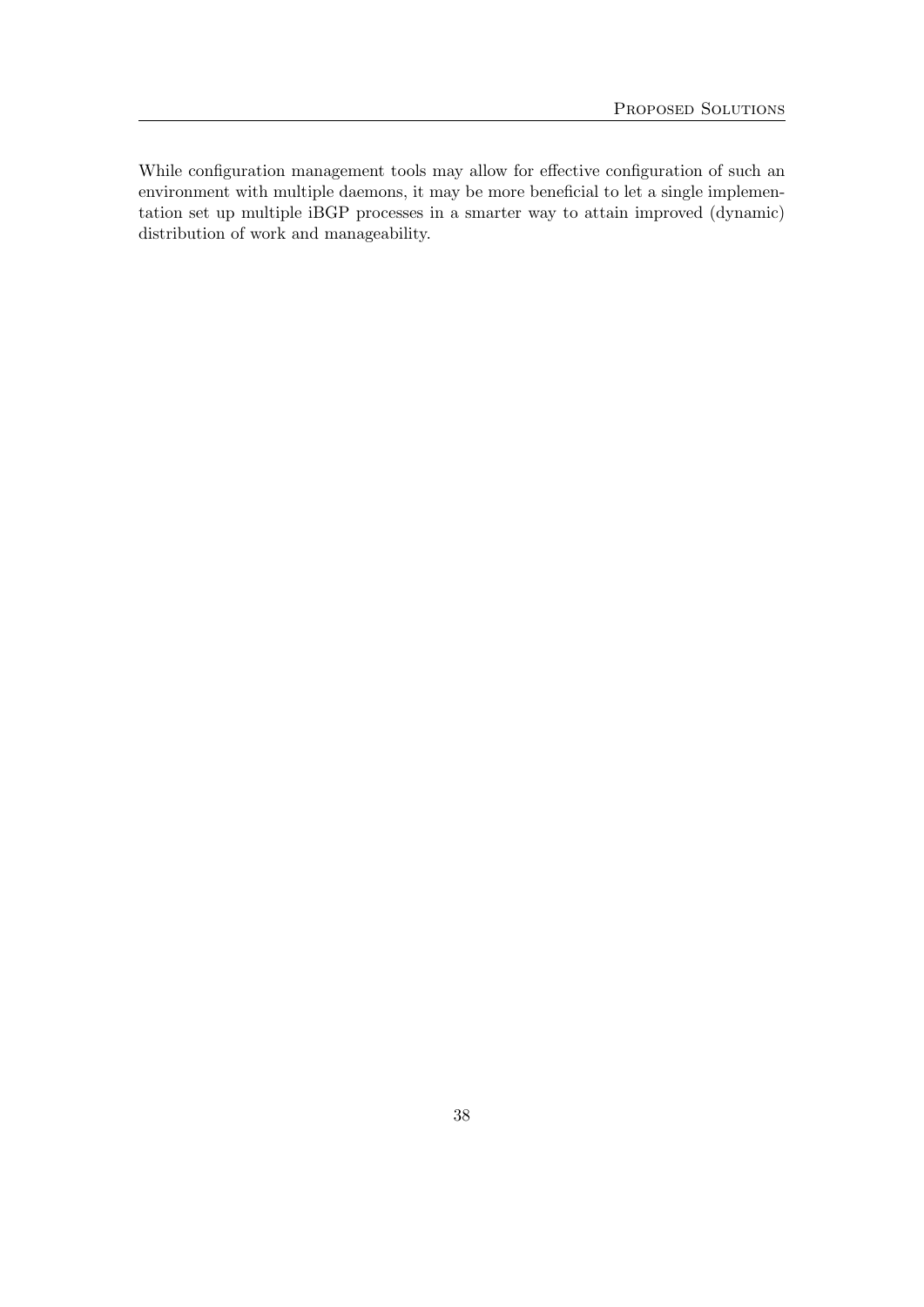While configuration management tools may allow for effective configuration of such an environment with multiple daemons, it may be more beneficial to let a single implementation set up multiple iBGP processes in a smarter way to attain improved (dynamic) distribution of work and manageability.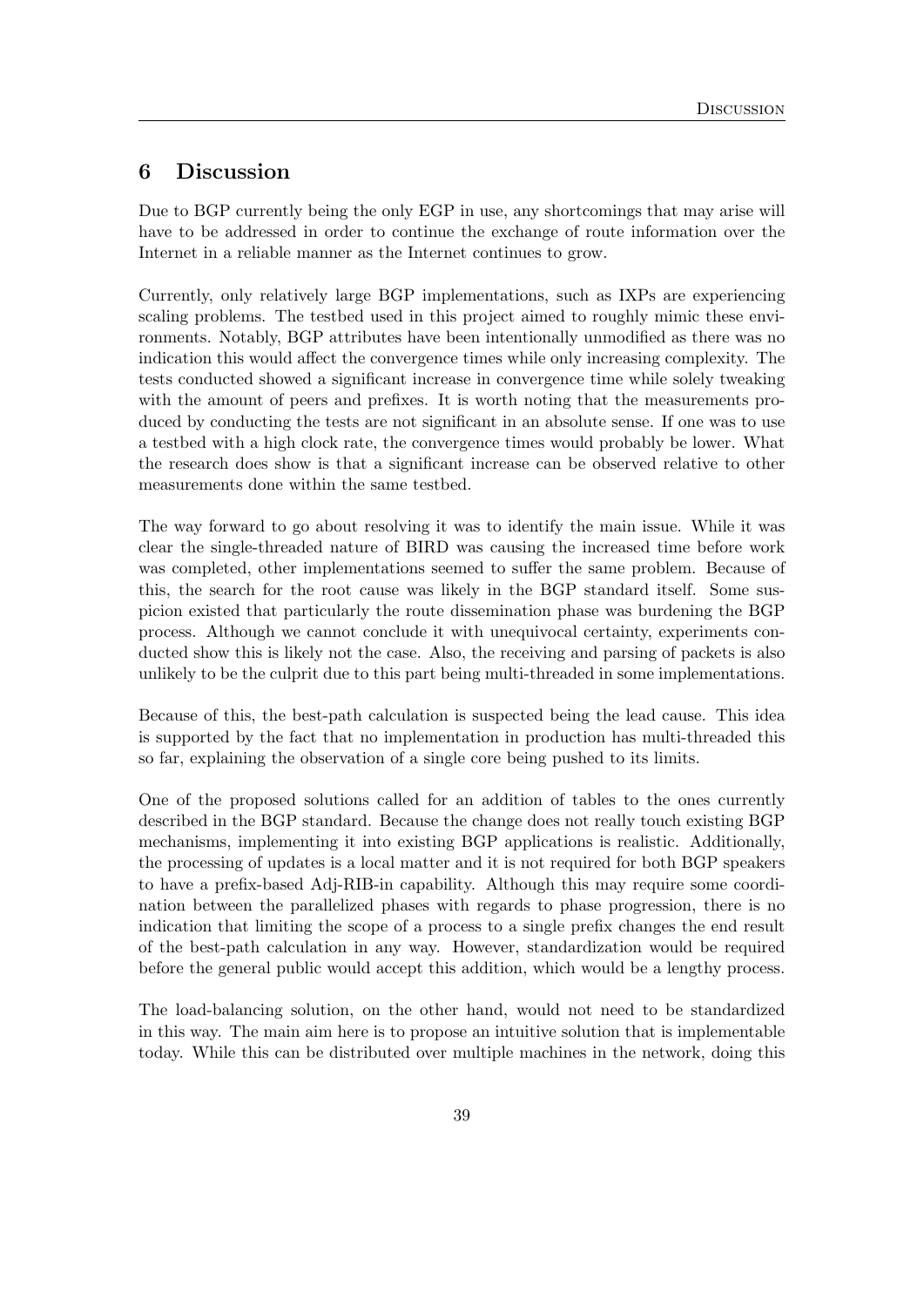# 6 Discussion

Due to BGP currently being the only EGP in use, any shortcomings that may arise will have to be addressed in order to continue the exchange of route information over the Internet in a reliable manner as the Internet continues to grow.

Currently, only relatively large BGP implementations, such as IXPs are experiencing scaling problems. The testbed used in this project aimed to roughly mimic these environments. Notably, BGP attributes have been intentionally unmodified as there was no indication this would affect the convergence times while only increasing complexity. The tests conducted showed a significant increase in convergence time while solely tweaking with the amount of peers and prefixes. It is worth noting that the measurements produced by conducting the tests are not significant in an absolute sense. If one was to use a testbed with a high clock rate, the convergence times would probably be lower. What the research does show is that a significant increase can be observed relative to other measurements done within the same testbed.

The way forward to go about resolving it was to identify the main issue. While it was clear the single-threaded nature of BIRD was causing the increased time before work was completed, other implementations seemed to suffer the same problem. Because of this, the search for the root cause was likely in the BGP standard itself. Some suspicion existed that particularly the route dissemination phase was burdening the BGP process. Although we cannot conclude it with unequivocal certainty, experiments conducted show this is likely not the case. Also, the receiving and parsing of packets is also unlikely to be the culprit due to this part being multi-threaded in some implementations.

Because of this, the best-path calculation is suspected being the lead cause. This idea is supported by the fact that no implementation in production has multi-threaded this so far, explaining the observation of a single core being pushed to its limits.

One of the proposed solutions called for an addition of tables to the ones currently described in the BGP standard. Because the change does not really touch existing BGP mechanisms, implementing it into existing BGP applications is realistic. Additionally, the processing of updates is a local matter and it is not required for both BGP speakers to have a prefix-based Adj-RIB-in capability. Although this may require some coordination between the parallelized phases with regards to phase progression, there is no indication that limiting the scope of a process to a single prefix changes the end result of the best-path calculation in any way. However, standardization would be required before the general public would accept this addition, which would be a lengthy process.

The load-balancing solution, on the other hand, would not need to be standardized in this way. The main aim here is to propose an intuitive solution that is implementable today. While this can be distributed over multiple machines in the network, doing this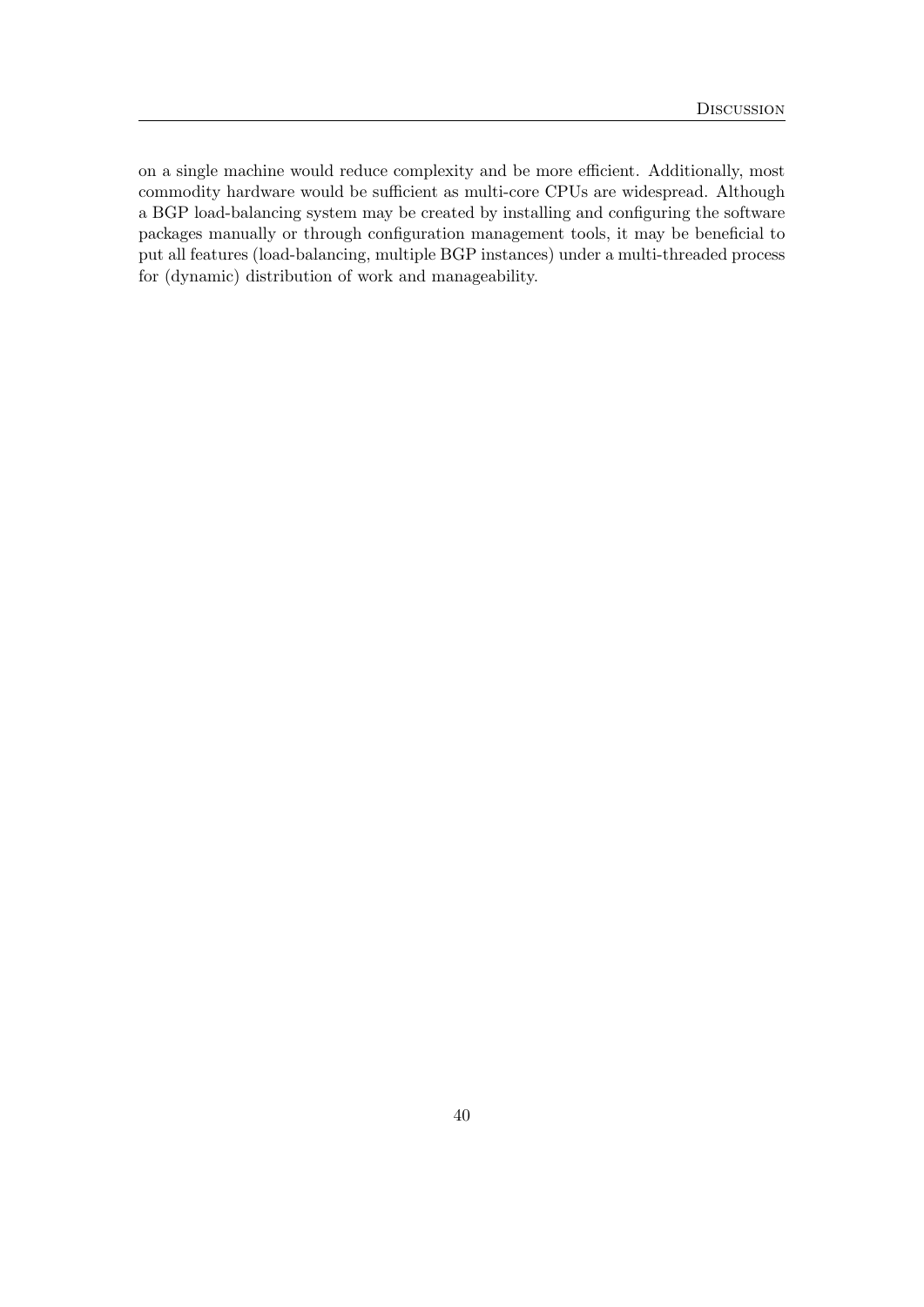on a single machine would reduce complexity and be more efficient. Additionally, most commodity hardware would be sufficient as multi-core CPUs are widespread. Although a BGP load-balancing system may be created by installing and configuring the software packages manually or through configuration management tools, it may be beneficial to put all features (load-balancing, multiple BGP instances) under a multi-threaded process for (dynamic) distribution of work and manageability.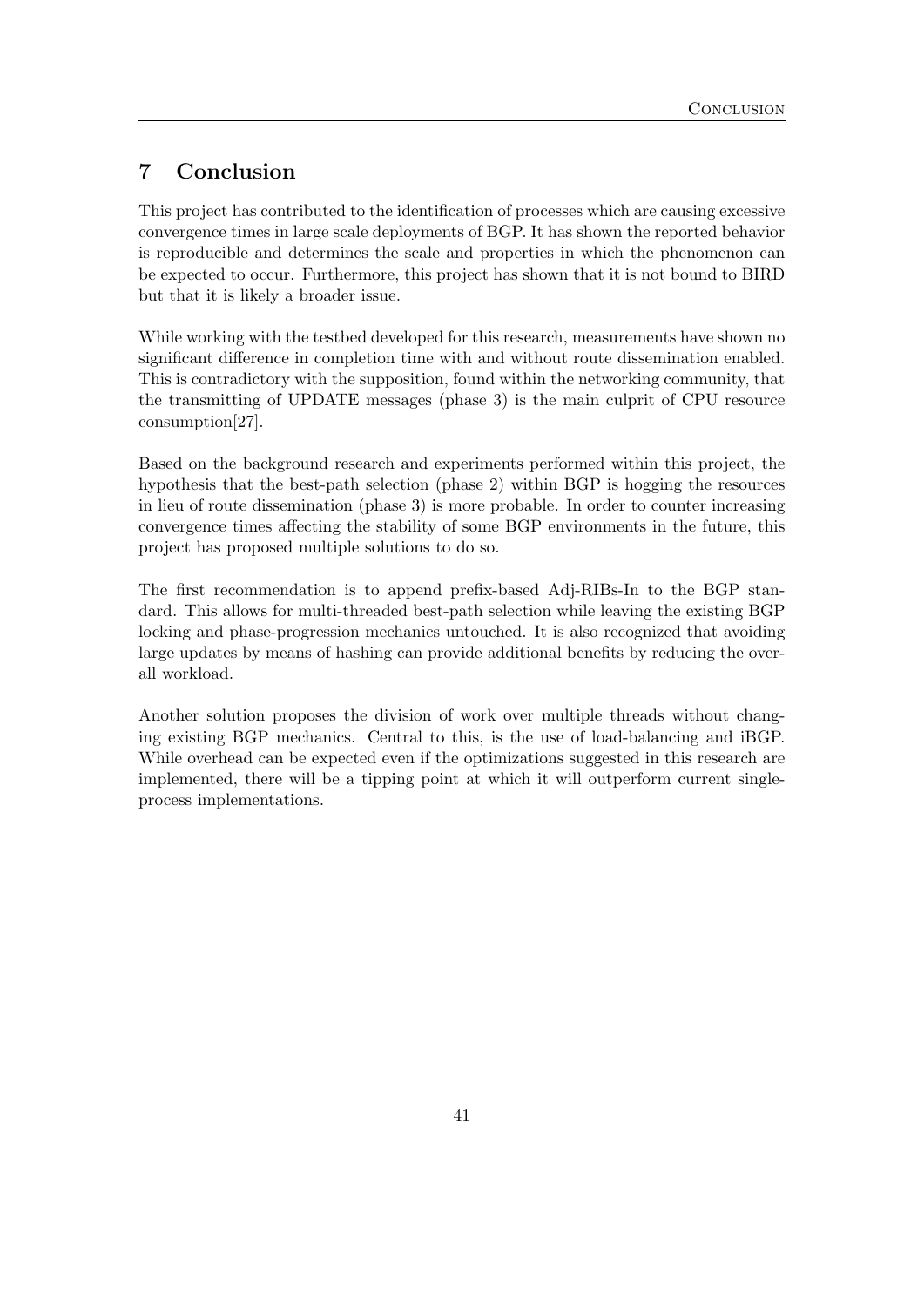# 7 Conclusion

This project has contributed to the identification of processes which are causing excessive convergence times in large scale deployments of BGP. It has shown the reported behavior is reproducible and determines the scale and properties in which the phenomenon can be expected to occur. Furthermore, this project has shown that it is not bound to BIRD but that it is likely a broader issue.

While working with the testbed developed for this research, measurements have shown no significant difference in completion time with and without route dissemination enabled. This is contradictory with the supposition, found within the networking community, that the transmitting of UPDATE messages (phase 3) is the main culprit of CPU resource consumption[27].

Based on the background research and experiments performed within this project, the hypothesis that the best-path selection (phase 2) within BGP is hogging the resources in lieu of route dissemination (phase 3) is more probable. In order to counter increasing convergence times affecting the stability of some BGP environments in the future, this project has proposed multiple solutions to do so.

The first recommendation is to append prefix-based Adj-RIBs-In to the BGP standard. This allows for multi-threaded best-path selection while leaving the existing BGP locking and phase-progression mechanics untouched. It is also recognized that avoiding large updates by means of hashing can provide additional benefits by reducing the overall workload.

Another solution proposes the division of work over multiple threads without changing existing BGP mechanics. Central to this, is the use of load-balancing and iBGP. While overhead can be expected even if the optimizations suggested in this research are implemented, there will be a tipping point at which it will outperform current single-process implementations.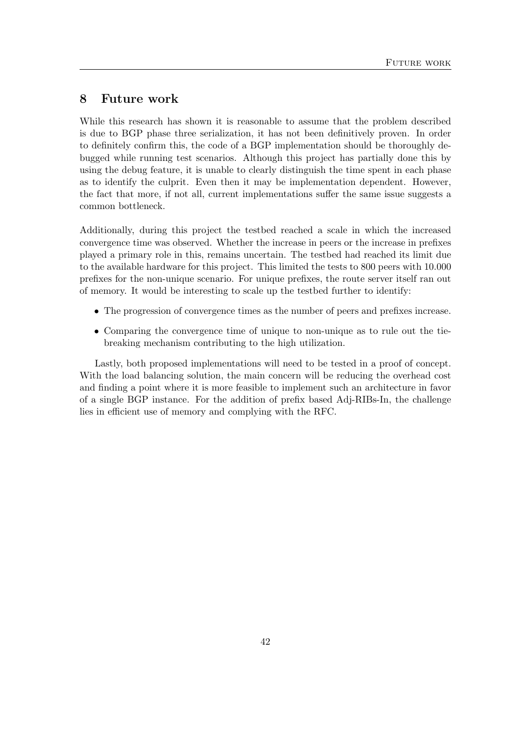# 8 Future work

While this research has shown it is reasonable to assume that the problem described is due to BGP phase three serialization, it has not been definitively proven. In order to definitely confirm this, the code of a BGP implementation should be thoroughly debugged while running test scenarios. Although this project has partially done this by using the debug feature, it is unable to clearly distinguish the time spent in each phase as to identify the culprit. Even then it may be implementation dependent. However, the fact that more, if not all, current implementations suffer the same issue suggests a common bottleneck.

Additionally, during this project the testbed reached a scale in which the increased convergence time was observed. Whether the increase in peers or the increase in prefixes played a primary role in this, remains uncertain. The testbed had reached its limit due to the available hardware for this project. This limited the tests to 800 peers with 10.000 prefixes for the non-unique scenario. For unique prefixes, the route server itself ran out of memory. It would be interesting to scale up the testbed further to identify:

- The progression of convergence times as the number of peers and prefixes increase.
- Comparing the convergence time of unique to non-unique as to rule out the tie-breaking mechanism contributing to the high utilization.

Lastly, both proposed implementations will need to be tested in a proof of concept. With the load balancing solution, the main concern will be reducing the overhead cost and finding a point where it is more feasible to implement such an architecture in favor of a single BGP instance. For the addition of prefix based Adj-RIBs-In, the challenge lies in efficient use of memory and complying with the RFC.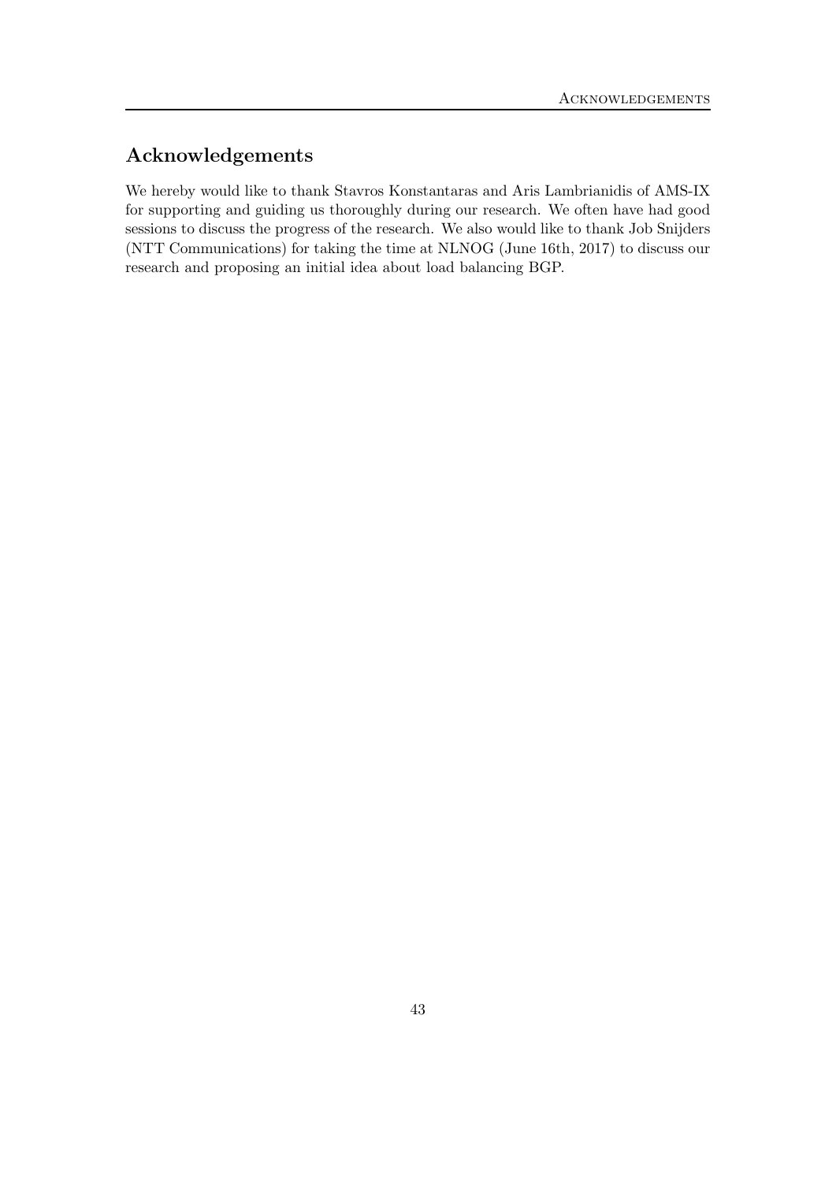## Acknowledgements

We hereby would like to thank Stavros Konstantaras and Aris Lambrianidis of AMS-IX for supporting and guiding us thoroughly during our research. We often have had good sessions to discuss the progress of the research. We also would like to thank Job Snijders (NTT Communications) for taking the time at NLNOG (June 16th, 2017) to discuss our research and proposing an initial idea about load balancing BGP.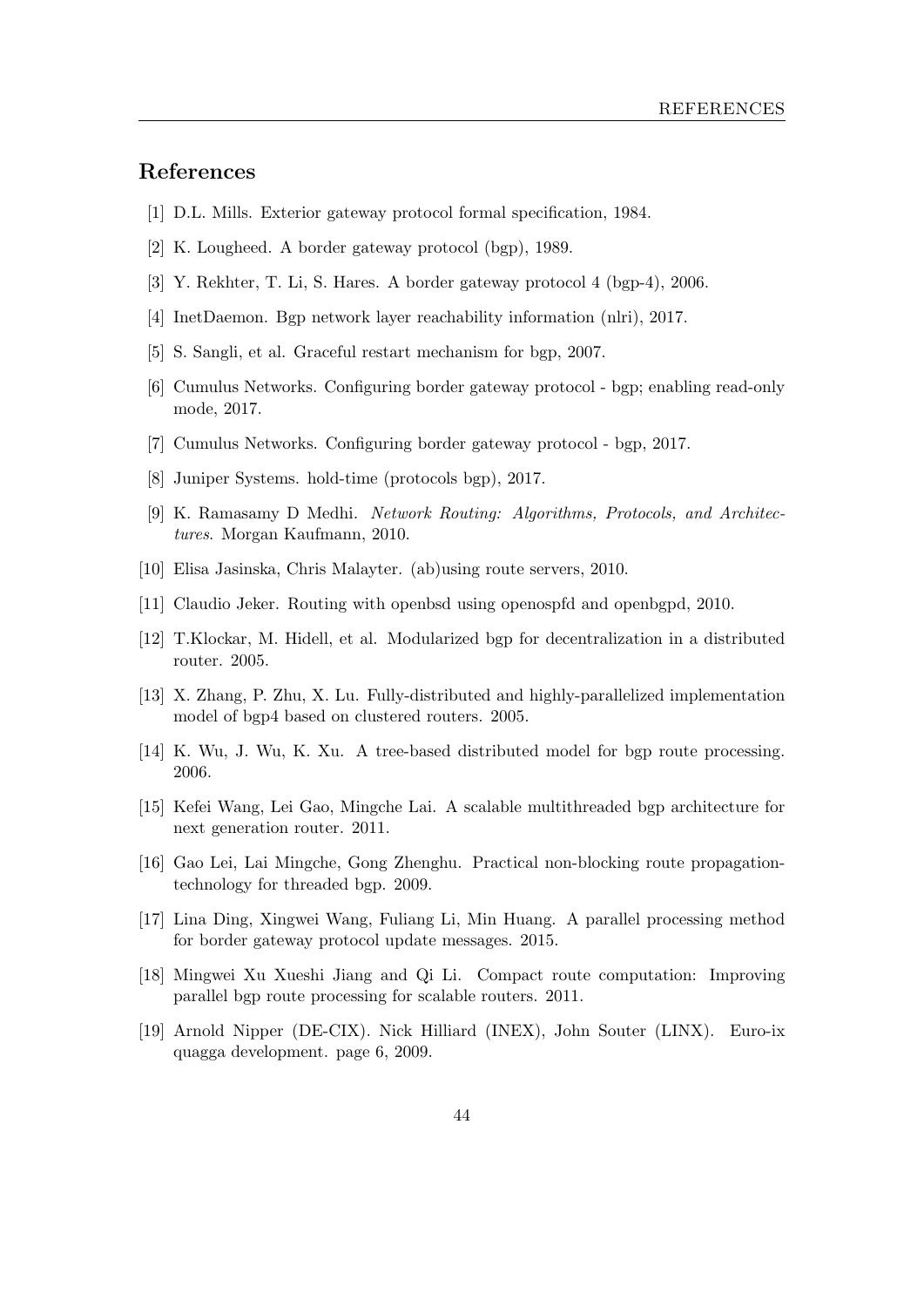## References

[1] D.L. Mills. Exterior gateway protocol formal specification, 1984.

[2] K. Lougheed. A border gateway protocol (bgp), 1989.

[3] Y. Rekhter, T. Li, S. Hares. A border gateway protocol 4 (bgp-4), 2006.

[4] InetDaemon. Bgp network layer reachability information (nlri), 2017.

[5] S. Sangli, et al. Graceful restart mechanism for bgp, 2007.

[6] Cumulus Networks. Configuring border gateway protocol - bgp; enabling read-only mode, 2017.

[7] Cumulus Networks. Configuring border gateway protocol - bgp, 2017.

[8] Juniper Systems. hold-time (protocols bgp), 2017.

[9] K. Ramasamy D Medhi. *Network Routing: Algorithms, Protocols, and Architectures*. Morgan Kaufmann, 2010.

[10] Elisa Jasinska, Chris Malayter. (ab)using route servers, 2010.

[11] Claudio Jeker. Routing with openbsd using openospfd and openbgpd, 2010.

[12] T.Klockar, M. Hidell, et al. Modularized bgp for decentralization in a distributed router. 2005.

[13] X. Zhang, P. Zhu, X. Lu. Fully-distributed and highly-parallelized implementation model of bgp4 based on clustered routers. 2005.

[14] K. Wu, J. Wu, K. Xu. A tree-based distributed model for bgp route processing. 2006.

[15] Kefei Wang, Lei Gao, Mingche Lai. A scalable multithreaded bgp architecture for next generation router. 2011.

[16] Gao Lei, Lai Mingche, Gong Zhenghu. Practical non-blocking route propagation-technology for threaded bgp. 2009.

[17] Lina Ding, Xingwei Wang, Fuliang Li, Min Huang. A parallel processing method for border gateway protocol update messages. 2015.

[18] Mingwei Xu Xueshi Jiang and Qi Li. Compact route computation: Improving parallel bgp route processing for scalable routers. 2011.

[19] Arnold Nipper (DE-CIX). Nick Hilliard (INEX), John Souter (LINX). Euro-ix quagga development. page 6, 2009.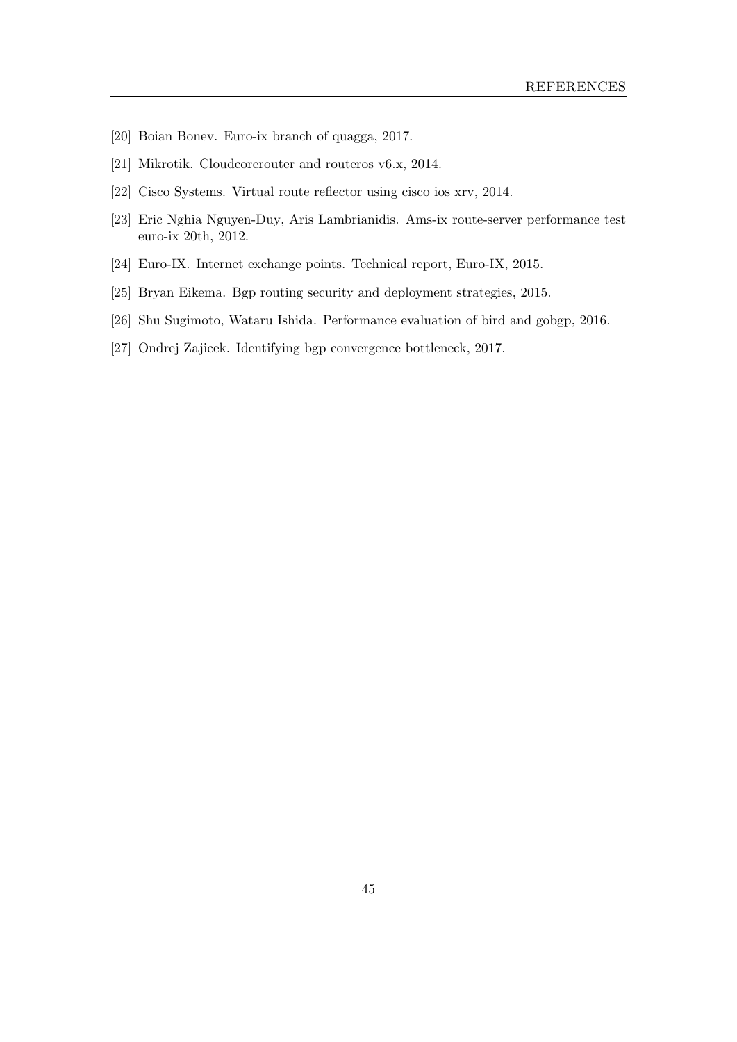[20] Boian Bonev. Euro-ix branch of quagga, 2017.

[21] Mikrotik. Cloudcorerouter and routeros v6.x, 2014.

[22] Cisco Systems. Virtual route reflector using cisco ios xrv, 2014.

[23] Eric Nghia Nguyen-Duy, Aris Lambrianidis. Ams-ix route-server performance test euro-ix 20th, 2012.

[24] Euro-IX. Internet exchange points. Technical report, Euro-IX, 2015.

[25] Bryan Eikema. Bgp routing security and deployment strategies, 2015.

[26] Shu Sugimoto, Wataru Ishida. Performance evaluation of bird and gobgp, 2016.

[27] Ondrej Zajicek. Identifying bgp convergence bottleneck, 2017.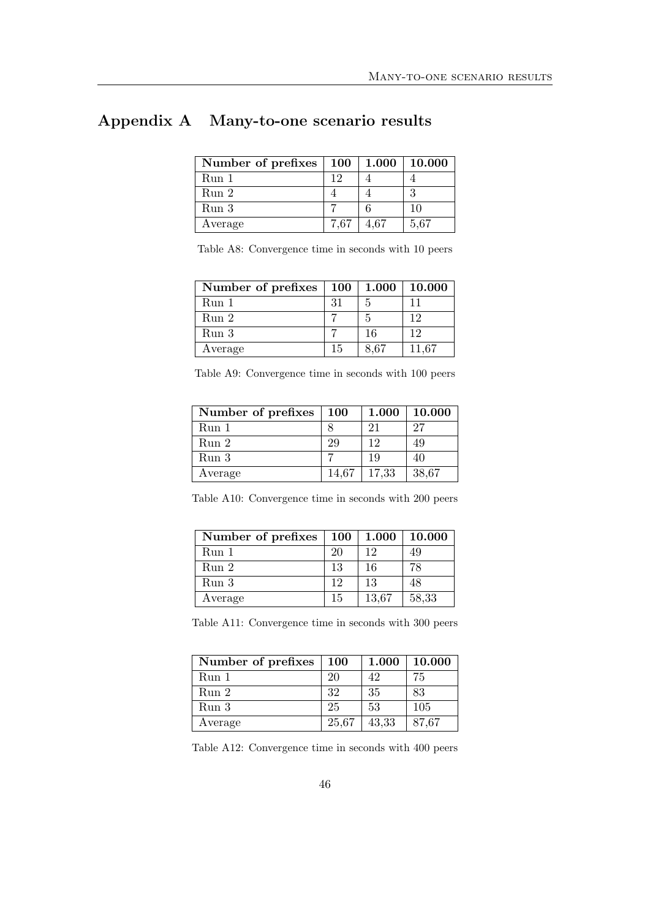# Appendix A Many-to-one scenario results

| Number of prefixes | 100 | 1.000 | 10.000 |
|---|---|---|---|
| Run 1 | 12 | 4 | 4 |
| Run 2 | 4 | 4 | 3 |
| Run 3 | 7 | 6 | 10 |
| Average | 7,67 | 4,67 | 5,67 |

Table A8: Convergence time in seconds with 10 peers

| Number of prefixes | 100 | 1.000 | 10.000 |
|---|---|---|---|
| Run 1 | 31 | 5 | 11 |
| Run 2 | 7 | 5 | 12 |
| Run 3 | 7 | 16 | 12 |
| Average | 15 | 8,67 | 11,67 |

Table A9: Convergence time in seconds with 100 peers

| Number of prefixes | 100 | 1.000 | 10.000 |
|---|---|---|---|
| Run 1 | 8 | 21 | 27 |
| Run 2 | 29 | 12 | 49 |
| Run 3 | 7 | 19 | 40 |
| Average | 14,67 | 17,33 | 38,67 |

Table A10: Convergence time in seconds with 200 peers

| Number of prefixes | 100 | 1.000 | 10.000 |
|---|---|---|---|
| Run 1 | 20 | 12 | 49 |
| Run 2 | 13 | 16 | 78 |
| Run 3 | 12 | 13 | 48 |
| Average | 15 | 13,67 | 58,33 |

Table A11: Convergence time in seconds with 300 peers

| Number of prefixes | 100 | 1.000 | 10.000 |
|---|---|---|---|
| Run 1 | 20 | 42 | 75 |
| Run 2 | 32 | 35 | 83 |
| Run 3 | 25 | 53 | 105 |
| Average | 25,67 | 43,33 | 87,67 |

Table A12: Convergence time in seconds with 400 peers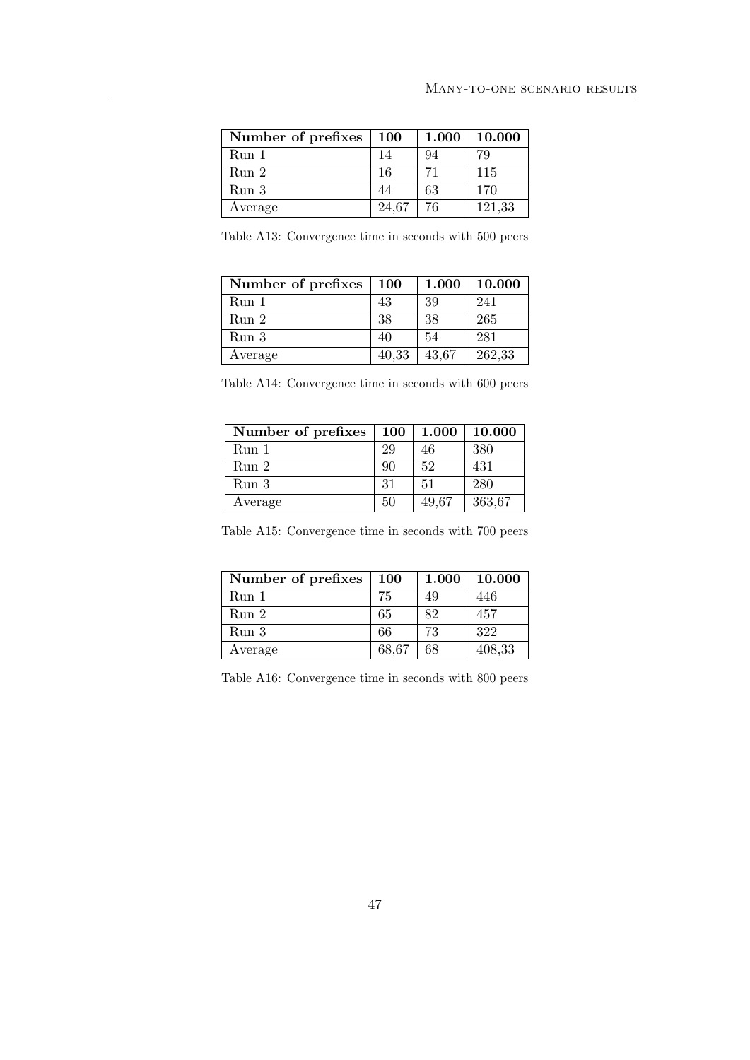| **Number of prefixes** | **100** | **1.000** | **10.000** |
| --- | --- | --- | --- |
| Run 1 | 14 | 94 | 79 |
| Run 2 | 16 | 71 | 115 |
| Run 3 | 44 | 63 | 170 |
| Average | 24,67 | 76 | 121,33 |

Table A13: Convergence time in seconds with 500 peers

| **Number of prefixes** | **100** | **1.000** | **10.000** |
| --- | --- | --- | --- |
| Run 1 | 43 | 39 | 241 |
| Run 2 | 38 | 38 | 265 |
| Run 3 | 40 | 54 | 281 |
| Average | 40,33 | 43,67 | 262,33 |

Table A14: Convergence time in seconds with 600 peers

| **Number of prefixes** | **100** | **1.000** | **10.000** |
| --- | --- | --- | --- |
| Run 1 | 29 | 46 | 380 |
| Run 2 | 90 | 52 | 431 |
| Run 3 | 31 | 51 | 280 |
| Average | 50 | 49,67 | 363,67 |

Table A15: Convergence time in seconds with 700 peers

| **Number of prefixes** | **100** | **1.000** | **10.000** |
| --- | --- | --- | --- |
| Run 1 | 75 | 49 | 446 |
| Run 2 | 65 | 82 | 457 |
| Run 3 | 66 | 73 | 322 |
| Average | 68,67 | 68 | 408,33 |

Table A16: Convergence time in seconds with 800 peers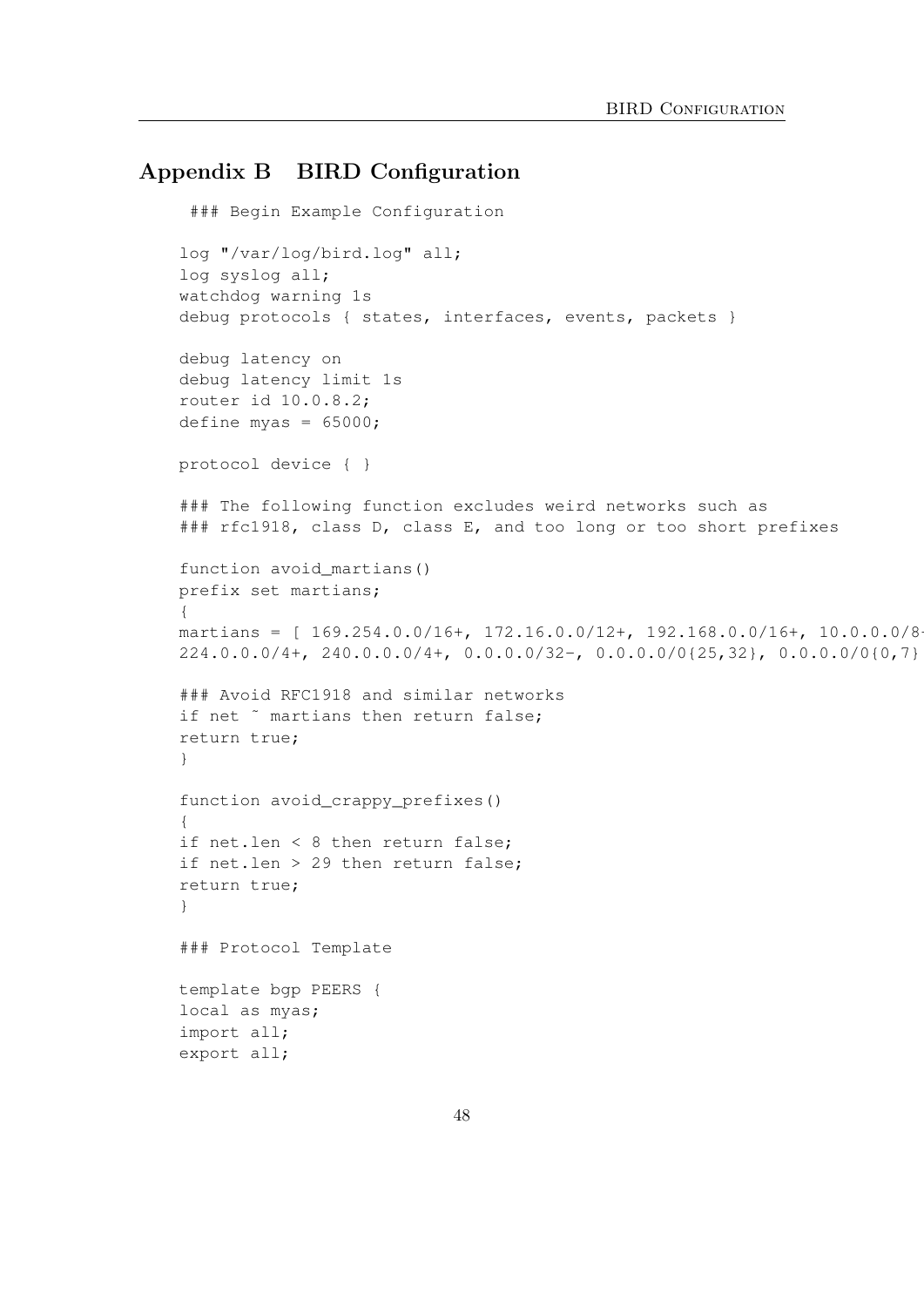## Appendix B BIRD Configuration

```
 ### Begin Example Configuration

log "/var/log/bird.log" all;
log syslog all;
watchdog warning 1s
debug protocols { states, interfaces, events, packets }

debug latency on
debug latency limit 1s
router id 10.0.8.2;
define myas = 65000;

protocol device { }

### The following function excludes weird networks such as
### rfc1918, class D, class E, and too long or too short prefixes

function avoid_martians()
prefix set martians;
{
martians = [ 169.254.0.0/16+, 172.16.0.0/12+, 192.168.0.0/16+, 10.0.0.0/8+
224.0.0.0/4+, 240.0.0.0/4+, 0.0.0.0/32-, 0.0.0.0/0{25,32}, 0.0.0.0/0{0,7}

### Avoid RFC1918 and similar networks
if net ~ martians then return false;
return true;
}

function avoid_crappy_prefixes()
{
if net.len < 8 then return false;
if net.len > 29 then return false;
return true;
}

### Protocol Template

template bgp PEERS {
local as myas;
import all;
export all;
```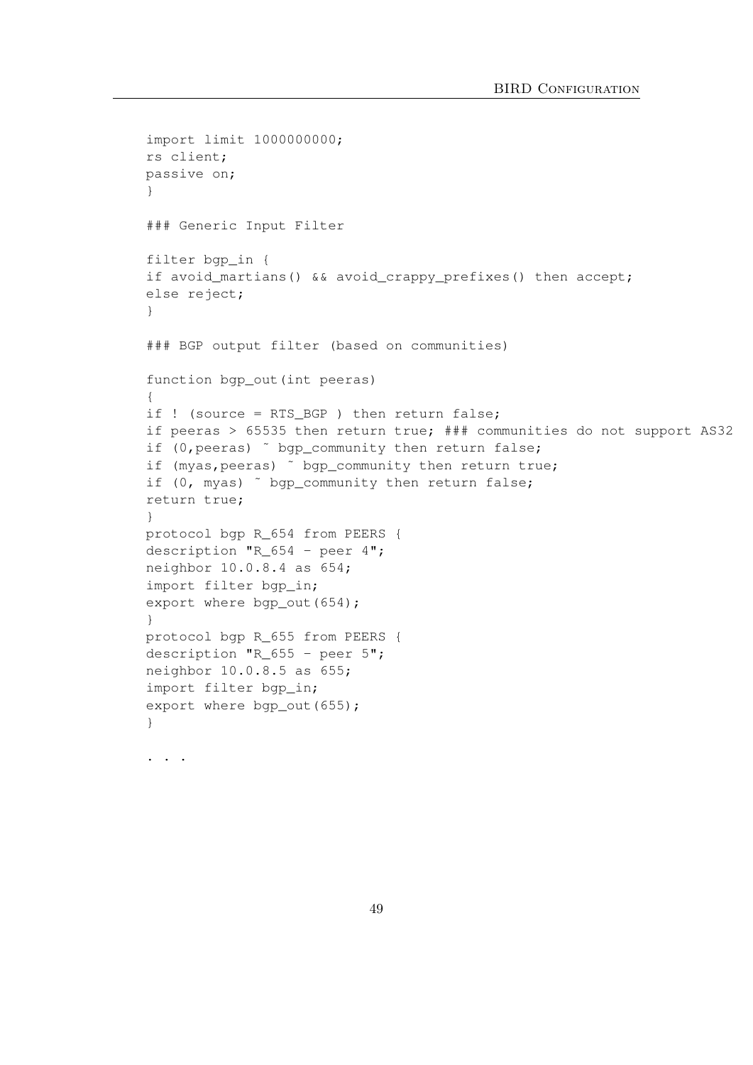```
import limit 1000000000;
rs client;
passive on;
}

### Generic Input Filter

filter bgp_in {
if avoid_martians() && avoid_crappy_prefixes() then accept;
else reject;
}

### BGP output filter (based on communities)

function bgp_out(int peeras)
{
if ! (source = RTS_BGP ) then return false;
if peeras > 65535 then return true; ### communities do not support AS32
if (0,peeras) ~ bgp_community then return false;
if (myas,peeras) ~ bgp_community then return true;
if (0, myas) ~ bgp_community then return false;
return true;
}
protocol bgp R_654 from PEERS {
description "R_654 - peer 4";
neighbor 10.0.8.4 as 654;
import filter bgp_in;
export where bgp_out(654);
}
protocol bgp R_655 from PEERS {
description "R_655 - peer 5";
neighbor 10.0.8.5 as 655;
import filter bgp_in;
export where bgp_out(655);
}

. . .
```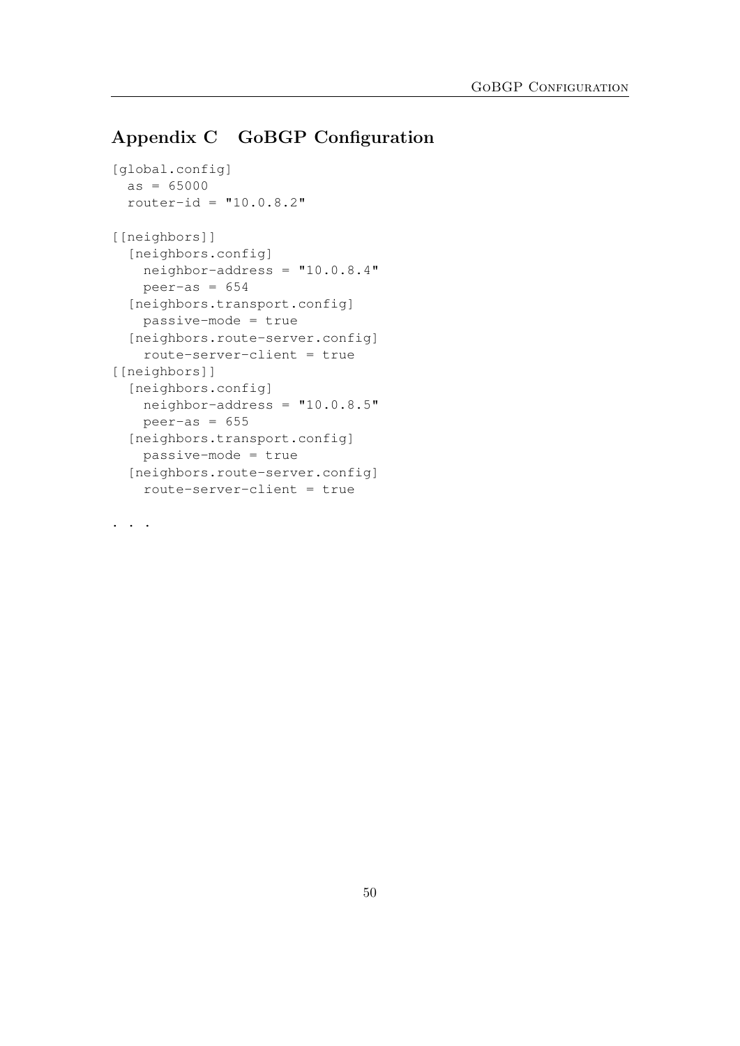# Appendix C GoBGP Configuration

```
[global.config]
  as = 65000
  router-id = "10.0.8.2"

[[neighbors]]
  [neighbors.config]
    neighbor-address = "10.0.8.4"
    peer-as = 654
  [neighbors.transport.config]
    passive-mode = true
  [neighbors.route-server.config]
    route-server-client = true
[[neighbors]]
  [neighbors.config]
    neighbor-address = "10.0.8.5"
    peer-as = 655
  [neighbors.transport.config]
    passive-mode = true
  [neighbors.route-server.config]
    route-server-client = true

. . .
```